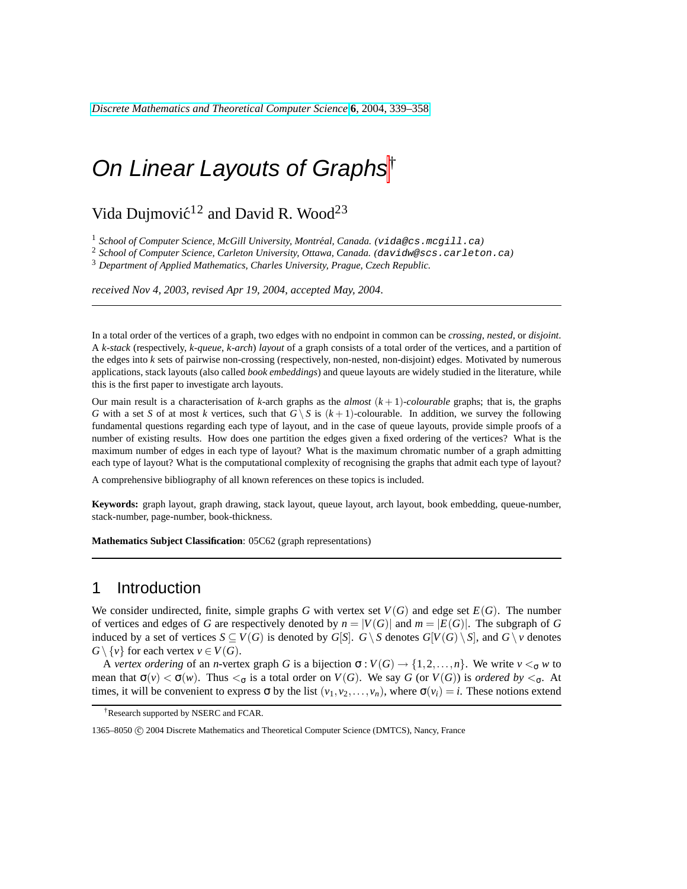# On Linear Layouts of Graphs[†]

Vida Dujmović[1,2] and David R. Wood[2,3]

[1] *School of Computer Science, McGill University, Montréal, Canada.* (vida@cs.mcgill.ca)

[2] *School of Computer Science, Carleton University, Ottawa, Canada.* (davidw@scs.carleton.ca)

[3] *Department of Applied Mathematics, Charles University, Prague, Czech Republic.*

*received Nov 4, 2003, revised Apr 19, 2004, accepted May, 2004.*

---

In a total order of the vertices of a graph, two edges with no endpoint in common can be *crossing*, *nested*, or *disjoint*. A *k-stack* (respectively, *k-queue*, *k-arch*) *layout* of a graph consists of a total order of the vertices, and a partition of the edges into $k$ sets of pairwise non-crossing (respectively, non-nested, non-disjoint) edges. Motivated by numerous applications, stack layouts (also called *book embeddings*) and queue layouts are widely studied in the literature, while this is the first paper to investigate arch layouts.

Our main result is a characterisation of $k$-arch graphs as the *almost* $(k+1)$*-colourable* graphs; that is, the graphs $G$ with a set $S$ of at most $k$ vertices, such that $G \setminus S$ is $(k+1)$-colourable. In addition, we survey the following fundamental questions regarding each type of layout, and in the case of queue layouts, provide simple proofs of a number of existing results. How does one partition the edges given a fixed ordering of the vertices? What is the maximum number of edges in each type of layout? What is the maximum chromatic number of a graph admitting each type of layout? What is the computational complexity of recognising the graphs that admit each type of layout?

A comprehensive bibliography of all known references on these topics is included.

**Keywords:** graph layout, graph drawing, stack layout, queue layout, arch layout, book embedding, queue-number, stack-number, page-number, book-thickness.

**Mathematics Subject Classification**: 05C62 (graph representations)

---

## 1 Introduction

We consider undirected, finite, simple graphs $G$ with vertex set $V(G)$ and edge set $E(G)$. The number of vertices and edges of $G$ are respectively denoted by $n = |V(G)|$ and $m = |E(G)|$. The subgraph of $G$ induced by a set of vertices $S \subseteq V(G)$ is denoted by $G[S]$. $G \setminus S$ denotes $G[V(G) \setminus S]$, and $G \setminus v$ denotes $G \setminus \{v\}$ for each vertex $v \in V(G)$.

A *vertex ordering* of an $n$-vertex graph $G$ is a bijection $\sigma : V(G) \rightarrow \{1, 2, \dots, n\}$. We write $v <_\sigma w$ to mean that $\sigma(v) < \sigma(w)$. Thus $<_\sigma$ is a total order on $V(G)$. We say $G$ (or $V(G)$) is *ordered by* $<_\sigma$. At times, it will be convenient to express $\sigma$ by the list $(v_1, v_2, \dots, v_n)$, where $\sigma(v_i) = i$. These notions extend

[†]Research supported by NSERC and FCAR.

1365–8050 © 2004 Discrete Mathematics and Theoretical Computer Science (DMTCS), Nancy, France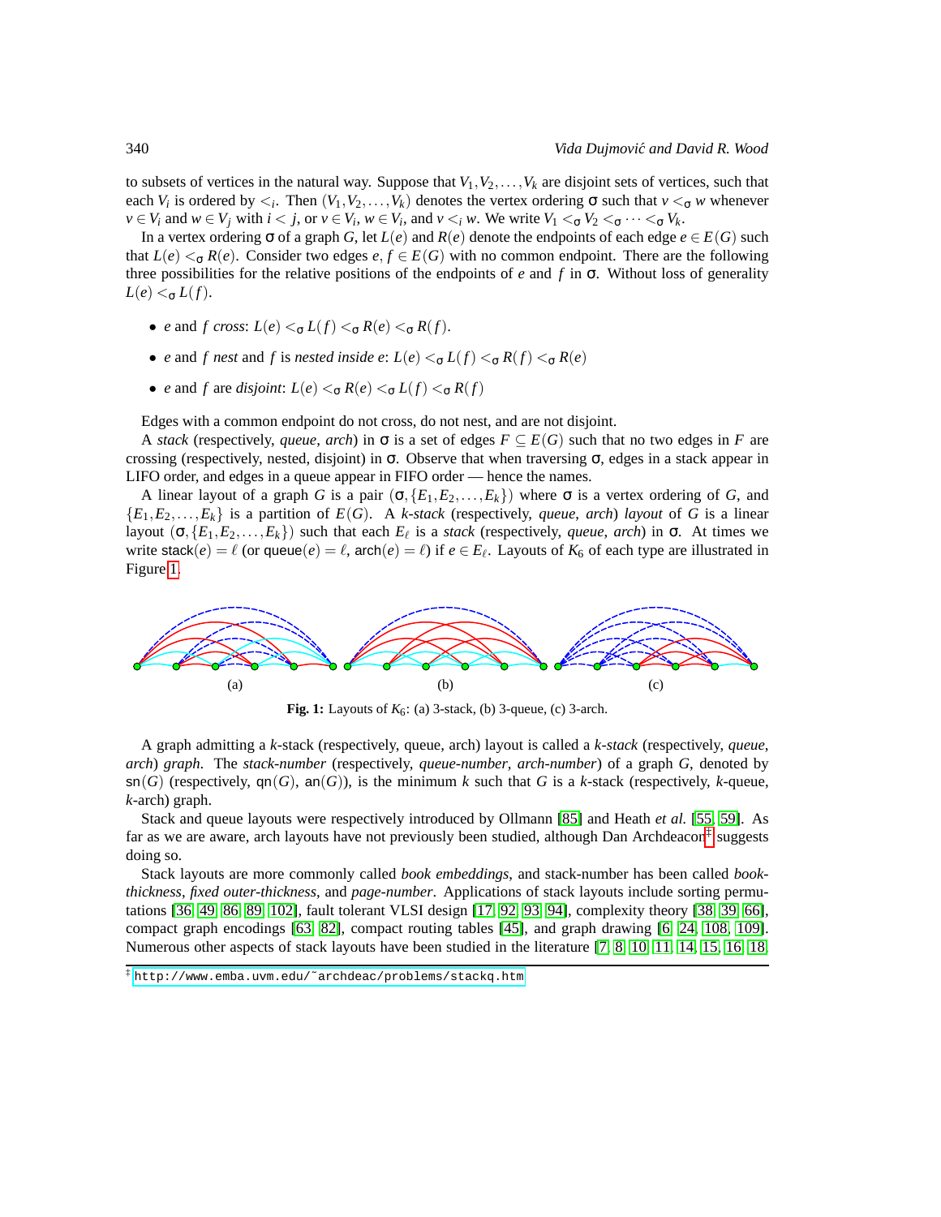to subsets of vertices in the natural way. Suppose that $V_1, V_2, \dots, V_k$ are disjoint sets of vertices, such that each $V_i$ is ordered by $<_i$. Then $(V_1, V_2, \dots, V_k)$ denotes the vertex ordering $\sigma$ such that $v <_\sigma w$ whenever $v \in V_i$ and $w \in V_j$ with $i < j$, or $v \in V_i$, $w \in V_i$, and $v <_i w$. We write $V_1 <_\sigma V_2 <_\sigma \cdots <_\sigma V_k$.

In a vertex ordering $\sigma$ of a graph $G$, let $L(e)$ and $R(e)$ denote the endpoints of each edge $e \in E(G)$ such that $L(e) <_\sigma R(e)$. Consider two edges $e, f \in E(G)$ with no common endpoint. There are the following three possibilities for the relative positions of the endpoints of $e$ and $f$ in $\sigma$. Without loss of generality $L(e) <_\sigma L(f)$.

- $e$ and $f$ *cross*: $L(e) <_\sigma L(f) <_\sigma R(e) <_\sigma R(f)$.
- $e$ and $f$ *nest* and $f$ is *nested inside* $e$: $L(e) <_\sigma L(f) <_\sigma R(f) <_\sigma R(e)$
- $e$ and $f$ are *disjoint*: $L(e) <_\sigma R(e) <_\sigma L(f) <_\sigma R(f)$

Edges with a common endpoint do not cross, do not nest, and are not disjoint.

A *stack* (respectively, *queue*, *arch*) in $\sigma$ is a set of edges $F \subseteq E(G)$ such that no two edges in $F$ are crossing (respectively, nested, disjoint) in $\sigma$. Observe that when traversing $\sigma$, edges in a stack appear in LIFO order, and edges in a queue appear in FIFO order — hence the names.

A linear layout of a graph $G$ is a pair $(\sigma, \{E_1, E_2, \dots, E_k\})$ where $\sigma$ is a vertex ordering of $G$, and $\{E_1, E_2, \dots, E_k\}$ is a partition of $E(G)$. A *k-stack* (respectively, *queue*, *arch*) *layout* of $G$ is a linear layout $(\sigma, \{E_1, E_2, \dots, E_k\})$ such that each $E_\ell$ is a *stack* (respectively, *queue*, *arch*) in $\sigma$. At times we write $\mathsf{stack}(e) = \ell$ (or $\mathsf{queue}(e) = \ell$, $\mathsf{arch}(e) = \ell$) if $e \in E_\ell$. Layouts of $K_6$ of each type are illustrated in Figure 1.

**Fig. 1:** Layouts of $K_6$: (a) 3-stack, (b) 3-queue, (c) 3-arch.

A graph admitting a $k$-stack (respectively, queue, arch) layout is called a *k-stack* (respectively, *queue*, *arch*) *graph*. The *stack-number* (respectively, *queue-number*, *arch-number*) of a graph $G$, denoted by $\mathsf{sn}(G)$ (respectively, $\mathsf{qn}(G)$, $\mathsf{an}(G)$), is the minimum $k$ such that $G$ is a $k$-stack (respectively, $k$-queue, $k$-arch) graph.

Stack and queue layouts were respectively introduced by Ollmann [85] and Heath *et al.* [55, 59]. As far as we are aware, arch layouts have not previously been studied, although Dan Archdeacon[‡] suggests doing so.

Stack layouts are more commonly called *book embeddings*, and stack-number has been called *book-thickness*, *fixed outer-thickness*, and *page-number*. Applications of stack layouts include sorting permutations [36, 49, 86, 89, 102], fault tolerant VLSI design [17, 92, 93, 94], complexity theory [38, 39, 66], compact graph encodings [63, 82], compact routing tables [45], and graph drawing [6, 24, 108, 109]. Numerous other aspects of stack layouts have been studied in the literature [7, 8, 10, 11, 14, 15, 16, 18,

[‡] http://www.emba.uvm.edu/~archdeac/problems/stackq.htm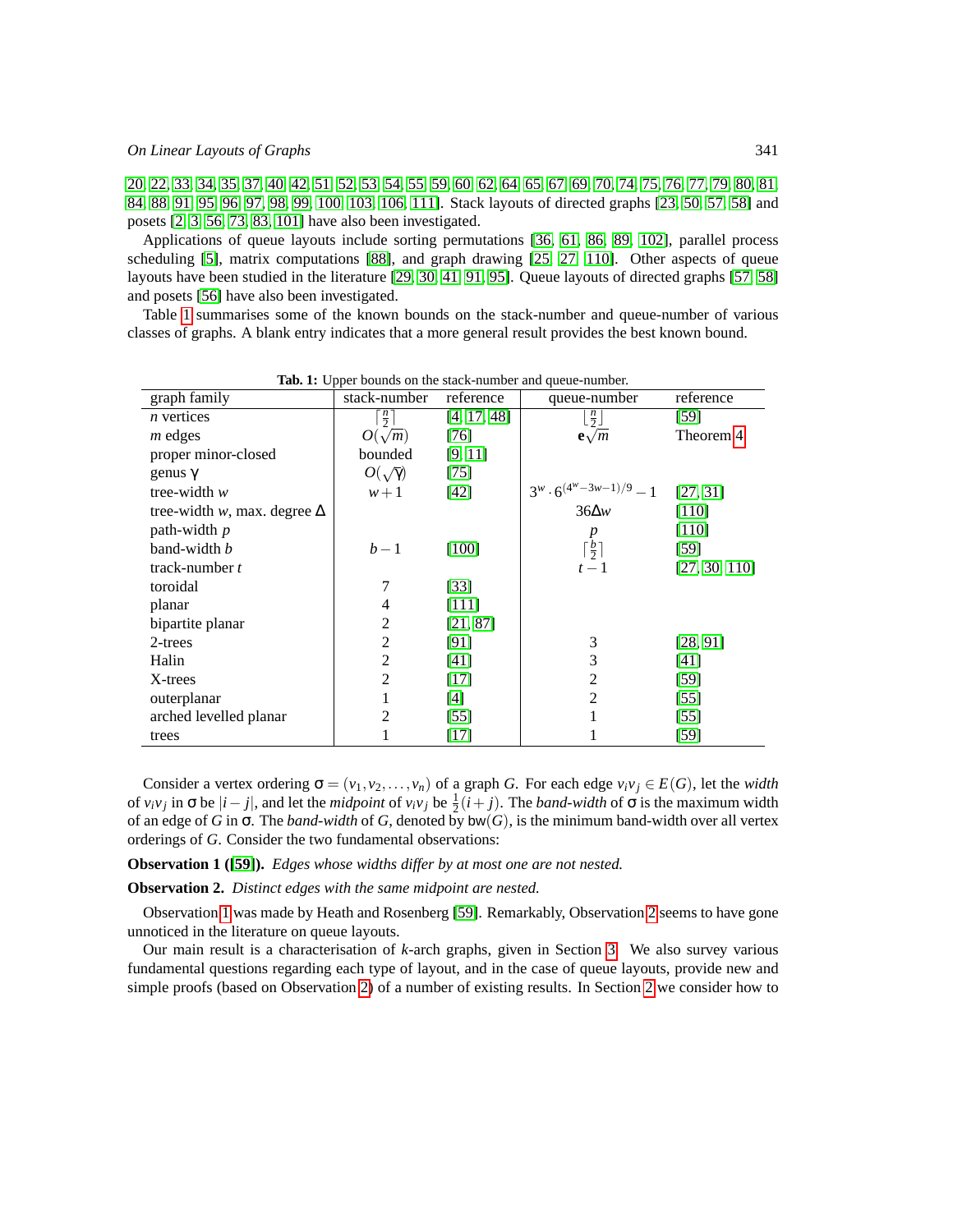20, 22, 33, 34, 35, 37, 40, 42, 51, 52, 53, 54, 55, 59, 60, 62, 64, 65, 67, 69, 70, 74, 75, 76, 77, 79, 80, 81, 84, 88, 91, 95, 96, 97, 98, 99, 100, 103, 106, 111]. Stack layouts of directed graphs [23, 50, 57, 58] and posets [2, 3, 56, 73, 83, 101] have also been investigated.

Applications of queue layouts include sorting permutations [36, 61, 86, 89, 102], parallel process scheduling [5], matrix computations [88], and graph drawing [25, 27, 110]. Other aspects of queue layouts have been studied in the literature [29, 30, 41, 91, 95]. Queue layouts of directed graphs [57, 58] and posets [56] have also been investigated.

Table 1 summarises some of the known bounds on the stack-number and queue-number of various classes of graphs. A blank entry indicates that a more general result provides the best known bound.

**Tab. 1:** Upper bounds on the stack-number and queue-number.

| graph family | stack-number | reference | queue-number | reference |
|---|---|---|---|---|
| $n$ vertices | $\lceil \frac{n}{2} \rceil$ | [4, 17, 48] | $\lfloor \frac{n}{2} \rfloor$ | [59] |
| $m$ edges | $O(\sqrt{m})$ | [76] | $\mathbf{e}\sqrt{m}$ | Theorem 4 |
| proper minor-closed | bounded | [9, 11] | | |
| genus $\gamma$ | $O(\sqrt{\gamma})$ | [75] | | |
| tree-width $w$ | $w+1$ | [42] | $3^w \cdot 6^{(4^w-3w-1)/9} - 1$ | [27, 31] |
| tree-width $w$, max. degree $\Delta$ | | | $36\Delta w$ | [110] |
| path-width $p$ | | | $p$ | [110] |
| band-width $b$ | $b-1$ | [100] | $\lceil \frac{b}{2} \rceil$ | [59] |
| track-number $t$ | | | $t-1$ | [27, 30, 110] |
| toroidal | 7 | [33] | | |
| planar | 4 | [111] | | |
| bipartite planar | 2 | [21, 87] | | |
| 2-trees | 2 | [91] | 3 | [28, 91] |
| Halin | 2 | [41] | 3 | [41] |
| X-trees | 2 | [17] | 2 | [59] |
| outerplanar | 1 | [4] | 2 | [55] |
| arched levelled planar | 2 | [55] | 1 | [55] |
| trees | 1 | [17] | 1 | [59] |

Consider a vertex ordering $\sigma = (v_1, v_2, \dots, v_n)$ of a graph $G$. For each edge $v_iv_j \in E(G)$, let the *width* of $v_iv_j$ in $\sigma$ be $|i-j|$, and let the *midpoint* of $v_iv_j$ be $\frac{1}{2}(i+j)$. The *band-width* of $\sigma$ is the maximum width of an edge of $G$ in $\sigma$. The *band-width* of $G$, denoted by $\mathrm{bw}(G)$, is the minimum band-width over all vertex orderings of $G$. Consider the two fundamental observations:

**Observation 1 ([59]).** *Edges whose widths differ by at most one are not nested.*

**Observation 2.** *Distinct edges with the same midpoint are nested.*

Observation 1 was made by Heath and Rosenberg [59]. Remarkably, Observation 2 seems to have gone unnoticed in the literature on queue layouts.

Our main result is a characterisation of $k$-arch graphs, given in Section 3. We also survey various fundamental questions regarding each type of layout, and in the case of queue layouts, provide new and simple proofs (based on Observation 2) of a number of existing results. In Section 2 we consider how to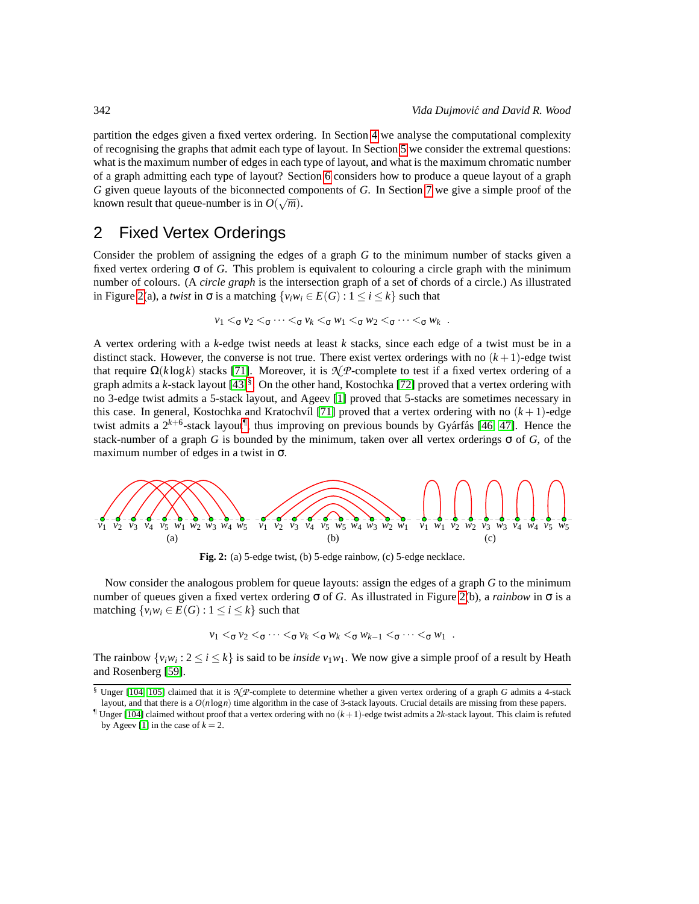partition the edges given a fixed vertex ordering. In Section 4 we analyse the computational complexity of recognising the graphs that admit each type of layout. In Section 5 we consider the extremal questions: what is the maximum number of edges in each type of layout, and what is the maximum chromatic number of a graph admitting each type of layout? Section 6 considers how to produce a queue layout of a graph $G$ given queue layouts of the biconnected components of $G$. In Section 7 we give a simple proof of the known result that queue-number is in $O(\sqrt{m})$.

## 2 Fixed Vertex Orderings

Consider the problem of assigning the edges of a graph $G$ to the minimum number of stacks given a fixed vertex ordering $\sigma$ of $G$. This problem is equivalent to colouring a circle graph with the minimum number of colours. (A *circle graph* is the intersection graph of a set of chords of a circle.) As illustrated in Figure 2(a), a *twist* in $\sigma$ is a matching $\{v_iw_i \in E(G) : 1 \leq i \leq k\}$ such that

$$v_1 <_\sigma v_2 <_\sigma \cdots <_\sigma v_k <_\sigma w_1 <_\sigma w_2 <_\sigma \cdots <_\sigma w_k \ .$$

A vertex ordering with a $k$-edge twist needs at least $k$ stacks, since each edge of a twist must be in a distinct stack. However, the converse is not true. There exist vertex orderings with no $(k+1)$-edge twist that require $\Omega(k \log k)$ stacks [71]. Moreover, it is $\mathcal{NP}$-complete to test if a fixed vertex ordering of a graph admits a $k$-stack layout [43][§]. On the other hand, Kostochka [72] proved that a vertex ordering with no 3-edge twist admits a 5-stack layout, and Ageev [1] proved that 5-stacks are sometimes necessary in this case. In general, Kostochka and Kratochvíl [71] proved that a vertex ordering with no $(k+1)$-edge twist admits a $2^{k+6}$-stack layout[¶], thus improving on previous bounds by Gyárfás [46, 47]. Hence the stack-number of a graph $G$ is bounded by the minimum, taken over all vertex orderings $\sigma$ of $G$, of the maximum number of edges in a twist in $\sigma$.

**Fig. 2:** (a) 5-edge twist, (b) 5-edge rainbow, (c) 5-edge necklace.

Now consider the analogous problem for queue layouts: assign the edges of a graph $G$ to the minimum number of queues given a fixed vertex ordering $\sigma$ of $G$. As illustrated in Figure 2(b), a *rainbow* in $\sigma$ is a matching $\{v_iw_i \in E(G) : 1 \leq i \leq k\}$ such that

$$v_1 <_\sigma v_2 <_\sigma \cdots <_\sigma v_k <_\sigma w_k <_\sigma w_{k-1} <_\sigma \cdots <_\sigma w_1 \ .$$

The rainbow $\{v_iw_i : 2 \leq i \leq k\}$ is said to be *inside* $v_1w_1$. We now give a simple proof of a result by Heath and Rosenberg [59].

---

[§] Unger [104, 105] claimed that it is $\mathcal{NP}$-complete to determine whether a given vertex ordering of a graph $G$ admits a 4-stack layout, and that there is a $O(n \log n)$ time algorithm in the case of 3-stack layouts. Crucial details are missing from these papers.

[¶] Unger [104] claimed without proof that a vertex ordering with no $(k+1)$-edge twist admits a $2k$-stack layout. This claim is refuted by Ageev [1] in the case of $k = 2$.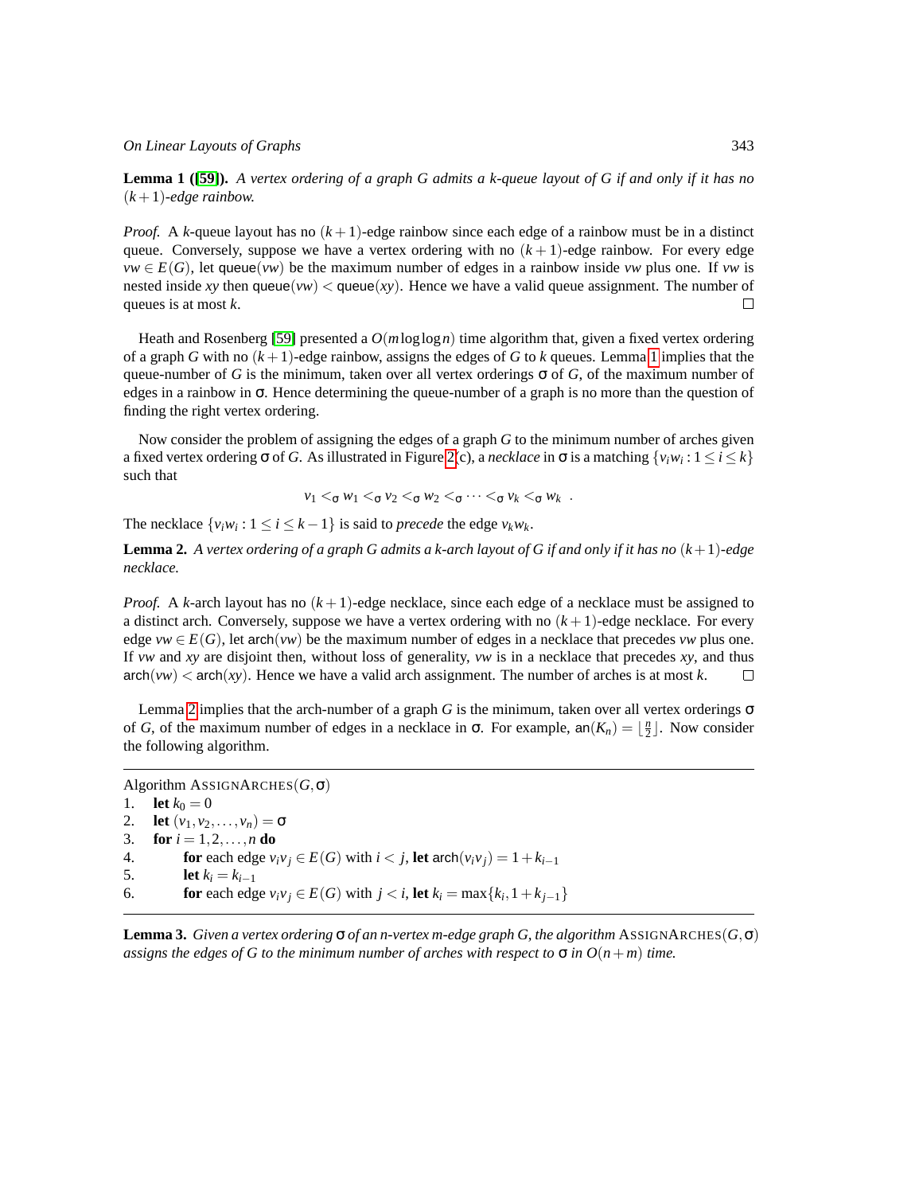**Lemma 1 ([59]).** *A vertex ordering of a graph $G$ admits a $k$-queue layout of $G$ if and only if it has no $(k+1)$-edge rainbow.*

*Proof.* A $k$-queue layout has no $(k+1)$-edge rainbow since each edge of a rainbow must be in a distinct queue. Conversely, suppose we have a vertex ordering with no $(k+1)$-edge rainbow. For every edge $vw \in E(G)$, let $\mathsf{queue}(vw)$ be the maximum number of edges in a rainbow inside $vw$ plus one. If $vw$ is nested inside $xy$ then $\mathsf{queue}(vw) < \mathsf{queue}(xy)$. Hence we have a valid queue assignment. The number of queues is at most $k$. □

Heath and Rosenberg [59] presented a $O(m \log\log n)$ time algorithm that, given a fixed vertex ordering of a graph $G$ with no $(k+1)$-edge rainbow, assigns the edges of $G$ to $k$ queues. Lemma 1 implies that the queue-number of $G$ is the minimum, taken over all vertex orderings $\sigma$ of $G$, of the maximum number of edges in a rainbow in $\sigma$. Hence determining the queue-number of a graph is no more than the question of finding the right vertex ordering.

Now consider the problem of assigning the edges of a graph $G$ to the minimum number of arches given a fixed vertex ordering $\sigma$ of $G$. As illustrated in Figure 2(c), a *necklace* in $\sigma$ is a matching $\{v_i w_i : 1 \leq i \leq k\}$ such that

$$v_1 <_\sigma w_1 <_\sigma v_2 <_\sigma w_2 <_\sigma \cdots <_\sigma v_k <_\sigma w_k \ .$$

The necklace $\{v_i w_i : 1 \leq i \leq k-1\}$ is said to *precede* the edge $v_k w_k$.

**Lemma 2.** *A vertex ordering of a graph $G$ admits a $k$-arch layout of $G$ if and only if it has no $(k+1)$-edge necklace.*

*Proof.* A $k$-arch layout has no $(k+1)$-edge necklace, since each edge of a necklace must be assigned to a distinct arch. Conversely, suppose we have a vertex ordering with no $(k+1)$-edge necklace. For every edge $vw \in E(G)$, let $\mathsf{arch}(vw)$ be the maximum number of edges in a necklace that precedes $vw$ plus one. If $vw$ and $xy$ are disjoint then, without loss of generality, $vw$ is in a necklace that precedes $xy$, and thus $\mathsf{arch}(vw) < \mathsf{arch}(xy)$. Hence we have a valid arch assignment. The number of arches is at most $k$. □

Lemma 2 implies that the arch-number of a graph $G$ is the minimum, taken over all vertex orderings $\sigma$ of $G$, of the maximum number of edges in a necklace in $\sigma$. For example, $\mathsf{an}(K_n) = \lfloor \frac{n}{2} \rfloor$. Now consider the following algorithm.

---

Algorithm ASSIGNARCHES$(G, \sigma)$
1. **let** $k_0 = 0$
2. **let** $(v_1, v_2, \dots, v_n) = \sigma$
3. **for** $i = 1, 2, \dots, n$ **do**
4. &nbsp;&nbsp;&nbsp;&nbsp;**for** each edge $v_i v_j \in E(G)$ with $i < j$, **let** $\mathsf{arch}(v_i v_j) = 1 + k_{i-1}$
5. &nbsp;&nbsp;&nbsp;&nbsp;**let** $k_i = k_{i-1}$
6. &nbsp;&nbsp;&nbsp;&nbsp;**for** each edge $v_i v_j \in E(G)$ with $j < i$, **let** $k_i = \max\{k_i, 1 + k_{j-1}\}$

---

**Lemma 3.** *Given a vertex ordering $\sigma$ of an $n$-vertex $m$-edge graph $G$, the algorithm* ASSIGNARCHES$(G, \sigma)$ *assigns the edges of $G$ to the minimum number of arches with respect to $\sigma$ in $O(n+m)$ time.*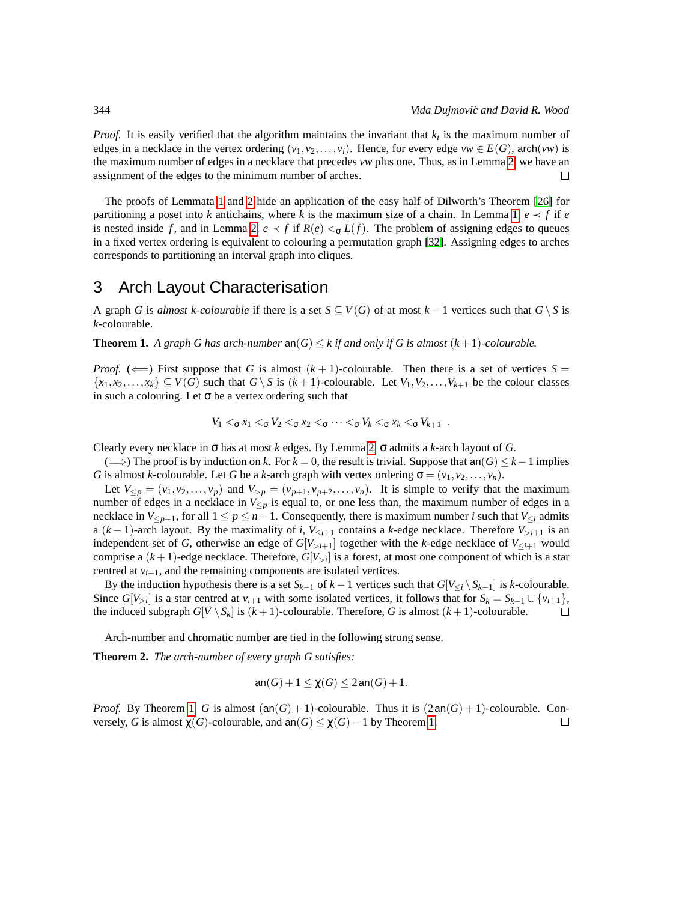*Proof.* It is easily verified that the algorithm maintains the invariant that $k_i$ is the maximum number of edges in a necklace in the vertex ordering $(v_1, v_2, \dots, v_i)$. Hence, for every edge $vw \in E(G)$, $\mathsf{arch}(vw)$ is the maximum number of edges in a necklace that precedes $vw$ plus one. Thus, as in Lemma 2, we have an assignment of the edges to the minimum number of arches. $\square$

The proofs of Lemmata 1 and 2 hide an application of the easy half of Dilworth's Theorem [26] for partitioning a poset into $k$ antichains, where $k$ is the maximum size of a chain. In Lemma 1, $e \prec f$ if $e$ is nested inside $f$, and in Lemma 2, $e \prec f$ if $R(e) <_\sigma L(f)$. The problem of assigning edges to queues in a fixed vertex ordering is equivalent to colouring a permutation graph [32]. Assigning edges to arches corresponds to partitioning an interval graph into cliques.

## 3 Arch Layout Characterisation

A graph $G$ is *almost $k$-colourable* if there is a set $S \subseteq V(G)$ of at most $k-1$ vertices such that $G \setminus S$ is $k$-colourable.

**Theorem 1.** *A graph $G$ has arch-number $\mathsf{an}(G) \leq k$ if and only if $G$ is almost $(k+1)$-colourable.*

*Proof.* ($\Longleftarrow$) First suppose that $G$ is almost $(k+1)$-colourable. Then there is a set of vertices $S = \{x_1, x_2, \dots, x_k\} \subseteq V(G)$ such that $G \setminus S$ is $(k+1)$-colourable. Let $V_1, V_2, \dots, V_{k+1}$ be the colour classes in such a colouring. Let $\sigma$ be a vertex ordering such that

$$V_1 <_\sigma x_1 <_\sigma V_2 <_\sigma x_2 <_\sigma \cdots <_\sigma V_k <_\sigma x_k <_\sigma V_{k+1} \ .$$

Clearly every necklace in $\sigma$ has at most $k$ edges. By Lemma 2, $\sigma$ admits a $k$-arch layout of $G$.

($\Longrightarrow$) The proof is by induction on $k$. For $k = 0$, the result is trivial. Suppose that $\mathsf{an}(G) \leq k-1$ implies $G$ is almost $k$-colourable. Let $G$ be a $k$-arch graph with vertex ordering $\sigma = (v_1, v_2, \dots, v_n)$.

Let $V_{\leq p} = (v_1, v_2, \dots, v_p)$ and $V_{>p} = (v_{p+1}, v_{p+2}, \dots, v_n)$. It is simple to verify that the maximum number of edges in a necklace in $V_{\leq p}$ is equal to, or one less than, the maximum number of edges in a necklace in $V_{\leq p+1}$, for all $1 \leq p \leq n-1$. Consequently, there is maximum number $i$ such that $V_{\leq i}$ admits a $(k-1)$-arch layout. By the maximality of $i$, $V_{\leq i+1}$ contains a $k$-edge necklace. Therefore $V_{>i+1}$ is an independent set of $G$, otherwise an edge of $G[V_{>i+1}]$ together with the $k$-edge necklace of $V_{\leq i+1}$ would comprise a $(k+1)$-edge necklace. Therefore, $G[V_{>i}]$ is a forest, at most one component of which is a star centred at $v_{i+1}$, and the remaining components are isolated vertices.

By the induction hypothesis there is a set $S_{k-1}$ of $k-1$ vertices such that $G[V_{\leq i} \setminus S_{k-1}]$ is $k$-colourable. Since $G[V_{>i}]$ is a star centred at $v_{i+1}$ with some isolated vertices, it follows that for $S_k = S_{k-1} \cup \{v_{i+1}\}$, the induced subgraph $G[V \setminus S_k]$ is $(k+1)$-colourable. Therefore, $G$ is almost $(k+1)$-colourable. $\square$

Arch-number and chromatic number are tied in the following strong sense.

**Theorem 2.** *The arch-number of every graph $G$ satisfies:*

$$\mathsf{an}(G) + 1 \leq \chi(G) \leq 2\,\mathsf{an}(G) + 1.$$

*Proof.* By Theorem 1, $G$ is almost $(\mathsf{an}(G)+1)$-colourable. Thus it is $(2\,\mathsf{an}(G)+1)$-colourable. Conversely, $G$ is almost $\chi(G)$-colourable, and $\mathsf{an}(G) \leq \chi(G) - 1$ by Theorem 1. $\square$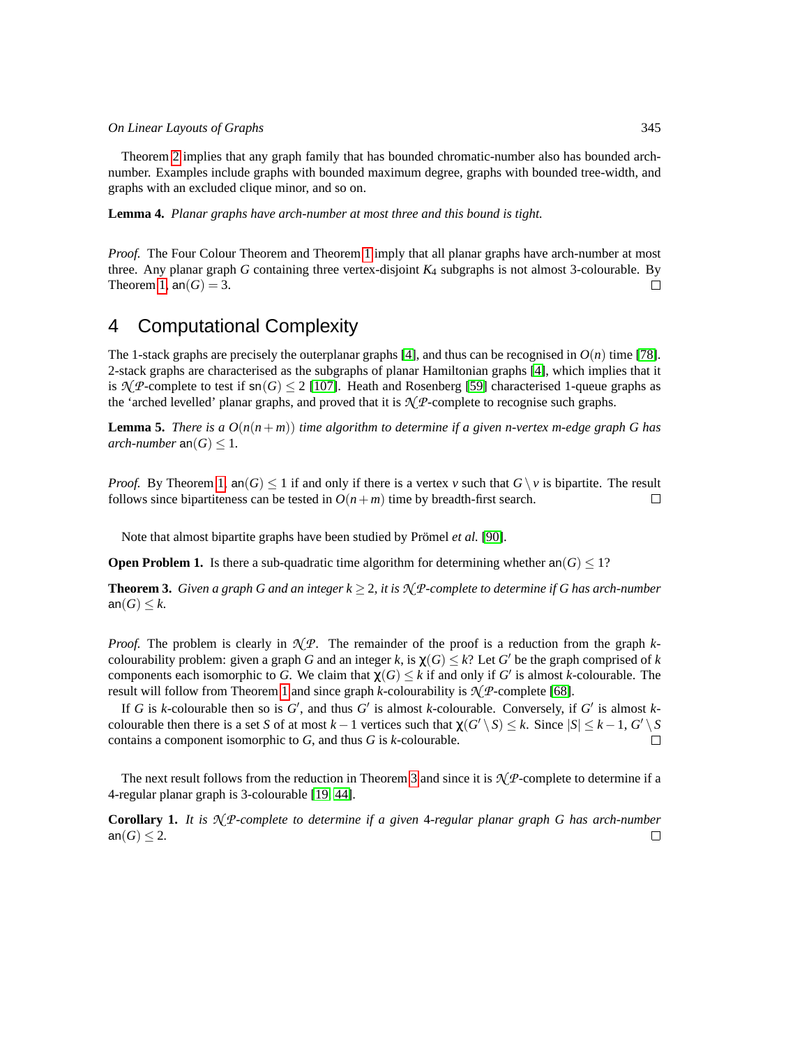Theorem 2 implies that any graph family that has bounded chromatic-number also has bounded arch-number. Examples include graphs with bounded maximum degree, graphs with bounded tree-width, and graphs with an excluded clique minor, and so on.

**Lemma 4.** *Planar graphs have arch-number at most three and this bound is tight.*

*Proof.* The Four Colour Theorem and Theorem 1 imply that all planar graphs have arch-number at most three. Any planar graph $G$ containing three vertex-disjoint $K_4$ subgraphs is not almost 3-colourable. By Theorem 1, $\mathsf{an}(G) = 3$. □

## 4 Computational Complexity

The 1-stack graphs are precisely the outerplanar graphs [4], and thus can be recognised in $O(n)$ time [78]. 2-stack graphs are characterised as the subgraphs of planar Hamiltonian graphs [4], which implies that it is $\mathcal{NP}$-complete to test if $\mathsf{sn}(G) \leq 2$ [107]. Heath and Rosenberg [59] characterised 1-queue graphs as the 'arched levelled' planar graphs, and proved that it is $\mathcal{NP}$-complete to recognise such graphs.

**Lemma 5.** *There is a $O(n(n+m))$ time algorithm to determine if a given $n$-vertex $m$-edge graph $G$ has arch-number $\mathsf{an}(G) \leq 1$.*

*Proof.* By Theorem 1, $\mathsf{an}(G) \leq 1$ if and only if there is a vertex $v$ such that $G \setminus v$ is bipartite. The result follows since bipartiteness can be tested in $O(n+m)$ time by breadth-first search. □

Note that almost bipartite graphs have been studied by Prömel *et al.* [90].

**Open Problem 1.** Is there a sub-quadratic time algorithm for determining whether $\mathsf{an}(G) \leq 1$?

**Theorem 3.** *Given a graph $G$ and an integer $k \geq 2$, it is $\mathcal{NP}$-complete to determine if $G$ has arch-number $\mathsf{an}(G) \leq k$.*

*Proof.* The problem is clearly in $\mathcal{NP}$. The remainder of the proof is a reduction from the graph $k$-colourability problem: given a graph $G$ and an integer $k$, is $\chi(G) \leq k$? Let $G'$ be the graph comprised of $k$ components each isomorphic to $G$. We claim that $\chi(G) \leq k$ if and only if $G'$ is almost $k$-colourable. The result will follow from Theorem 1 and since graph $k$-colourability is $\mathcal{NP}$-complete [68].

If $G$ is $k$-colourable then so is $G'$, and thus $G'$ is almost $k$-colourable. Conversely, if $G'$ is almost $k$-colourable then there is a set $S$ of at most $k-1$ vertices such that $\chi(G' \setminus S) \leq k$. Since $|S| \leq k-1$, $G' \setminus S$ contains a component isomorphic to $G$, and thus $G$ is $k$-colourable. □

The next result follows from the reduction in Theorem 3 and since it is $\mathcal{NP}$-complete to determine if a 4-regular planar graph is 3-colourable [19, 44].

**Corollary 1.** *It is $\mathcal{NP}$-complete to determine if a given 4-regular planar graph $G$ has arch-number $\mathsf{an}(G) \leq 2$.* □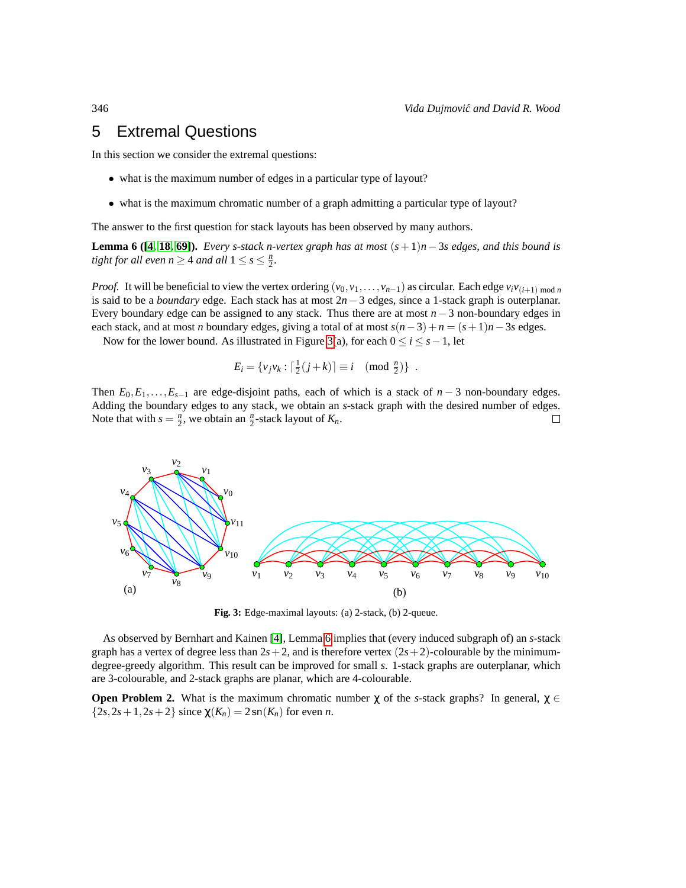## 5 Extremal Questions

In this section we consider the extremal questions:

- what is the maximum number of edges in a particular type of layout?
- what is the maximum chromatic number of a graph admitting a particular type of layout?

The answer to the first question for stack layouts has been observed by many authors.

**Lemma 6 ([4, 18, 69]).** *Every s-stack n-vertex graph has at most $(s+1)n-3s$ edges, and this bound is tight for all even $n \geq 4$ and all $1 \leq s \leq \frac{n}{2}$.*

*Proof.* It will be beneficial to view the vertex ordering $(v_0, v_1, \dots, v_{n-1})$ as circular. Each edge $v_i v_{(i+1) \bmod n}$ is said to be a *boundary* edge. Each stack has at most $2n-3$ edges, since a 1-stack graph is outerplanar. Every boundary edge can be assigned to any stack. Thus there are at most $n-3$ non-boundary edges in each stack, and at most $n$ boundary edges, giving a total of at most $s(n-3)+n = (s+1)n-3s$ edges.

Now for the lower bound. As illustrated in Figure 3(a), for each $0 \leq i \leq s-1$, let

$$E_i = \{v_j v_k : \lceil \tfrac{1}{2}(j+k) \rceil \equiv i \pmod{\tfrac{n}{2}}\} \ .$$

Then $E_0, E_1, \dots, E_{s-1}$ are edge-disjoint paths, each of which is a stack of $n-3$ non-boundary edges. Adding the boundary edges to any stack, we obtain an $s$-stack graph with the desired number of edges. Note that with $s = \frac{n}{2}$, we obtain an $\frac{n}{2}$-stack layout of $K_n$. □

**Fig. 3:** Edge-maximal layouts: (a) 2-stack, (b) 2-queue.

As observed by Bernhart and Kainen [4], Lemma 6 implies that (every induced subgraph of) an $s$-stack graph has a vertex of degree less than $2s+2$, and is therefore vertex $(2s+2)$-colourable by the minimum-degree-greedy algorithm. This result can be improved for small $s$. 1-stack graphs are outerplanar, which are 3-colourable, and 2-stack graphs are planar, which are 4-colourable.

**Open Problem 2.** What is the maximum chromatic number $\chi$ of the $s$-stack graphs? In general, $\chi \in \{2s, 2s+1, 2s+2\}$ since $\chi(K_n) = 2\,\mathrm{sn}(K_n)$ for even $n$.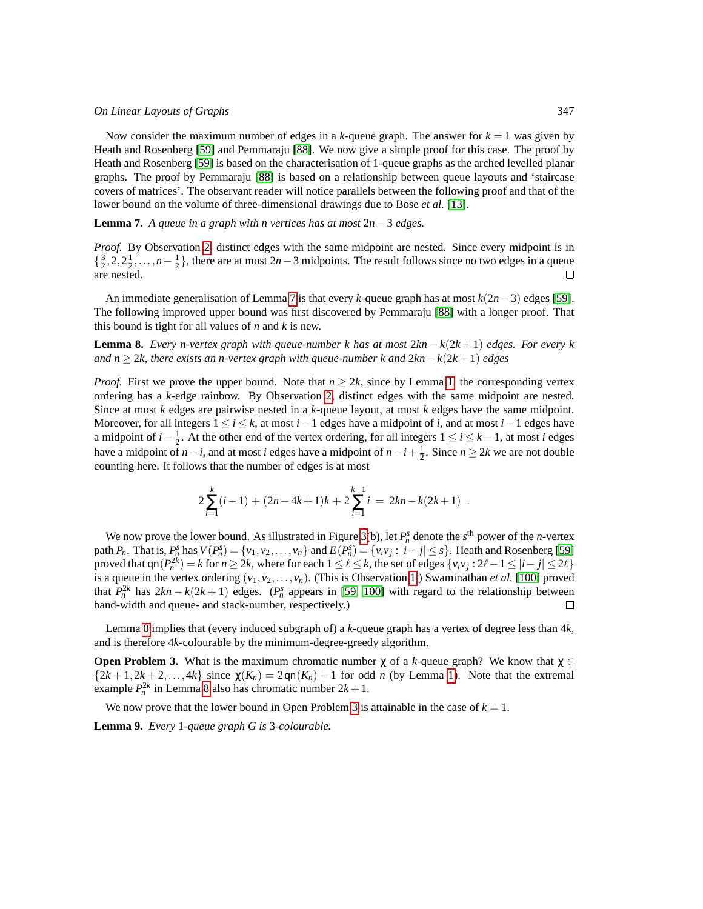Now consider the maximum number of edges in a $k$-queue graph. The answer for $k = 1$ was given by Heath and Rosenberg [59] and Pemmaraju [88]. We now give a simple proof for this case. The proof by Heath and Rosenberg [59] is based on the characterisation of 1-queue graphs as the arched levelled planar graphs. The proof by Pemmaraju [88] is based on a relationship between queue layouts and 'staircase covers of matrices'. The observant reader will notice parallels between the following proof and that of the lower bound on the volume of three-dimensional drawings due to Bose *et al.* [13].

**Lemma 7.** *A queue in a graph with $n$ vertices has at most $2n-3$ edges.*

*Proof.* By Observation 2, distinct edges with the same midpoint are nested. Since every midpoint is in $\{\frac{3}{2}, 2, 2\frac{1}{2}, \dots, n-\frac{1}{2}\}$, there are at most $2n-3$ midpoints. The result follows since no two edges in a queue are nested. $\square$

An immediate generalisation of Lemma 7 is that every $k$-queue graph has at most $k(2n-3)$ edges [59]. The following improved upper bound was first discovered by Pemmaraju [88] with a longer proof. That this bound is tight for all values of $n$ and $k$ is new.

**Lemma 8.** *Every $n$-vertex graph with queue-number $k$ has at most $2kn - k(2k+1)$ edges. For every $k$ and $n \geq 2k$, there exists an $n$-vertex graph with queue-number $k$ and $2kn - k(2k+1)$ edges*

*Proof.* First we prove the upper bound. Note that $n \geq 2k$, since by Lemma 1, the corresponding vertex ordering has a $k$-edge rainbow. By Observation 2, distinct edges with the same midpoint are nested. Since at most $k$ edges are pairwise nested in a $k$-queue layout, at most $k$ edges have the same midpoint. Moreover, for all integers $1 \leq i \leq k$, at most $i-1$ edges have a midpoint of $i$, and at most $i-1$ edges have a midpoint of $i - \frac{1}{2}$. At the other end of the vertex ordering, for all integers $1 \leq i \leq k-1$, at most $i$ edges have a midpoint of $n-i$, and at most $i$ edges have a midpoint of $n-i+\frac{1}{2}$. Since $n \geq 2k$ we are not double counting here. It follows that the number of edges is at most

$$2\sum_{i=1}^{k}(i-1) + (2n-4k+1)k + 2\sum_{i=1}^{k-1} i \;=\; 2kn - k(2k+1) \enspace .$$

We now prove the lower bound. As illustrated in Figure 3(b), let $P_n^s$ denote the $s^{\text{th}}$ power of the $n$-vertex path $P_n$. That is, $P_n^s$ has $V(P_n^s) = \{v_1, v_2, \dots, v_n\}$ and $E(P_n^s) = \{v_iv_j : |i-j| \leq s\}$. Heath and Rosenberg [59] proved that $\mathsf{qn}(P_n^{2k}) = k$ for $n \geq 2k$, where for each $1 \leq \ell \leq k$, the set of edges $\{v_iv_j : 2\ell-1 \leq |i-j| \leq 2\ell\}$ is a queue in the vertex ordering $(v_1, v_2, \dots, v_n)$. (This is Observation 1.) Swaminathan *et al.* [100] proved that $P_n^{2k}$ has $2kn - k(2k+1)$ edges. ($P_n^s$ appears in [59, 100] with regard to the relationship between band-width and queue- and stack-number, respectively.) $\square$

Lemma 8 implies that (every induced subgraph of) a $k$-queue graph has a vertex of degree less than $4k$, and is therefore $4k$-colourable by the minimum-degree-greedy algorithm.

**Open Problem 3.** What is the maximum chromatic number $\chi$ of a $k$-queue graph? We know that $\chi \in \{2k+1, 2k+2, \dots, 4k\}$ since $\chi(K_n) = 2\,\mathsf{qn}(K_n) + 1$ for odd $n$ (by Lemma 1). Note that the extremal example $P_n^{2k}$ in Lemma 8 also has chromatic number $2k+1$.

We now prove that the lower bound in Open Problem 3 is attainable in the case of $k = 1$.

**Lemma 9.** *Every 1-queue graph $G$ is 3-colourable.*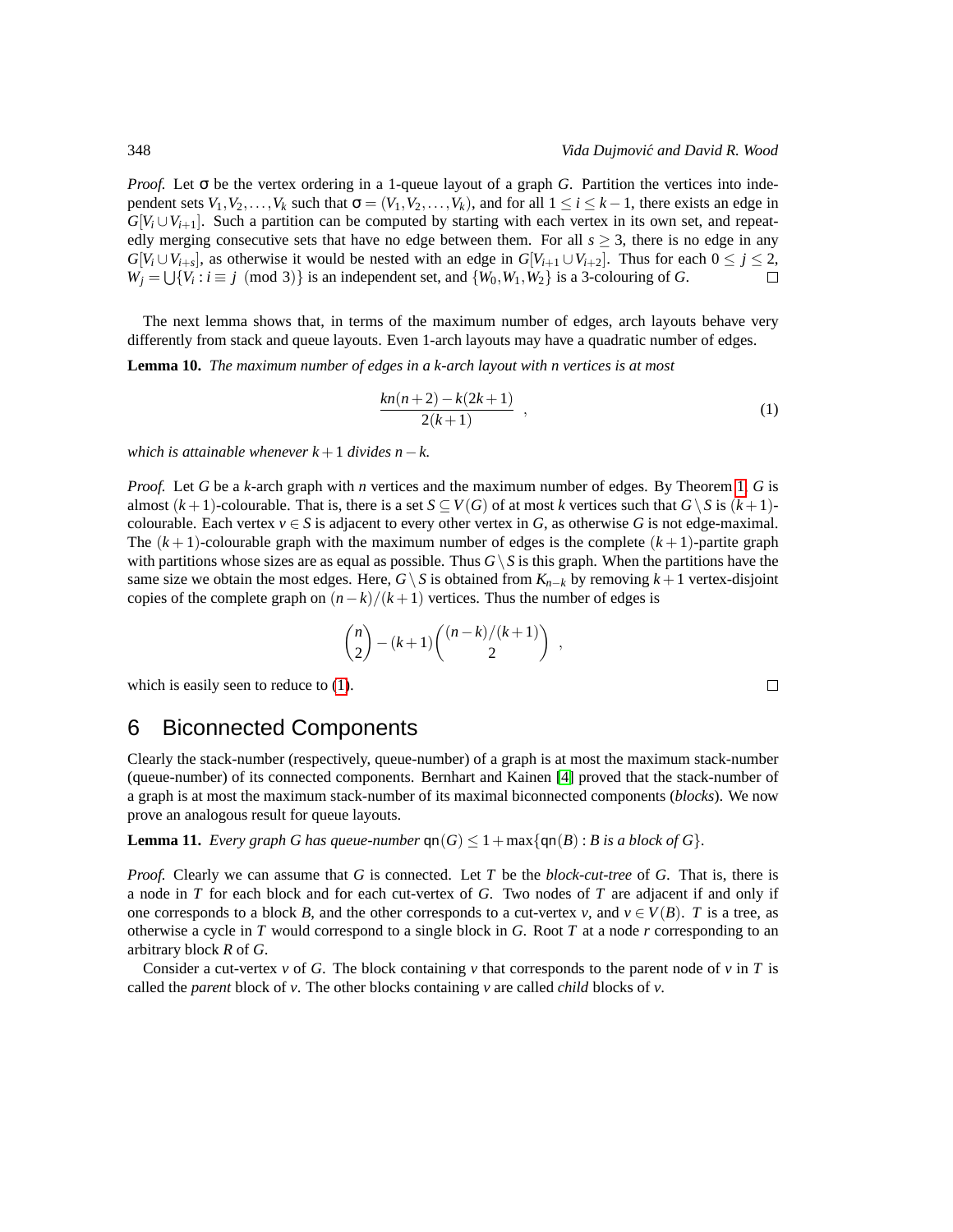*Proof.* Let $\sigma$ be the vertex ordering in a 1-queue layout of a graph $G$. Partition the vertices into independent sets $V_1, V_2, \dots, V_k$ such that $\sigma = (V_1, V_2, \dots, V_k)$, and for all $1 \le i \le k-1$, there exists an edge in $G[V_i \cup V_{i+1}]$. Such a partition can be computed by starting with each vertex in its own set, and repeatedly merging consecutive sets that have no edge between them. For all $s \ge 3$, there is no edge in any $G[V_i \cup V_{i+s}]$, as otherwise it would be nested with an edge in $G[V_{i+1} \cup V_{i+2}]$. Thus for each $0 \le j \le 2$, $W_j = \bigcup\{V_i : i \equiv j \pmod 3\}$ is an independent set, and $\{W_0, W_1, W_2\}$ is a 3-colouring of $G$. □

The next lemma shows that, in terms of the maximum number of edges, arch layouts behave very differently from stack and queue layouts. Even 1-arch layouts may have a quadratic number of edges.

**Lemma 10.** *The maximum number of edges in a k-arch layout with n vertices is at most*

$$\frac{kn(n+2) - k(2k+1)}{2(k+1)} \quad , \tag{1}$$

*which is attainable whenever $k+1$ divides $n-k$.*

*Proof.* Let $G$ be a $k$-arch graph with $n$ vertices and the maximum number of edges. By Theorem 1, $G$ is almost $(k+1)$-colourable. That is, there is a set $S \subseteq V(G)$ of at most $k$ vertices such that $G \setminus S$ is $(k+1)$-colourable. Each vertex $v \in S$ is adjacent to every other vertex in $G$, as otherwise $G$ is not edge-maximal. The $(k+1)$-colourable graph with the maximum number of edges is the complete $(k+1)$-partite graph with partitions whose sizes are as equal as possible. Thus $G \setminus S$ is this graph. When the partitions have the same size we obtain the most edges. Here, $G \setminus S$ is obtained from $K_{n-k}$ by removing $k+1$ vertex-disjoint copies of the complete graph on $(n-k)/(k+1)$ vertices. Thus the number of edges is

$$\binom{n}{2} - (k+1)\binom{(n-k)/(k+1)}{2} \quad ,$$

which is easily seen to reduce to (1). □

## 6 Biconnected Components

Clearly the stack-number (respectively, queue-number) of a graph is at most the maximum stack-number (queue-number) of its connected components. Bernhart and Kainen [4] proved that the stack-number of a graph is at most the maximum stack-number of its maximal biconnected components (*blocks*). We now prove an analogous result for queue layouts.

**Lemma 11.** *Every graph $G$ has queue-number $\mathsf{qn}(G) \le 1 + \max\{\mathsf{qn}(B) : B$ is a block of $G\}$.*

*Proof.* Clearly we can assume that $G$ is connected. Let $T$ be the *block-cut-tree* of $G$. That is, there is a node in $T$ for each block and for each cut-vertex of $G$. Two nodes of $T$ are adjacent if and only if one corresponds to a block $B$, and the other corresponds to a cut-vertex $v$, and $v \in V(B)$. $T$ is a tree, as otherwise a cycle in $T$ would correspond to a single block in $G$. Root $T$ at a node $r$ corresponding to an arbitrary block $R$ of $G$.

Consider a cut-vertex $v$ of $G$. The block containing $v$ that corresponds to the parent node of $v$ in $T$ is called the *parent* block of $v$. The other blocks containing $v$ are called *child* blocks of $v$.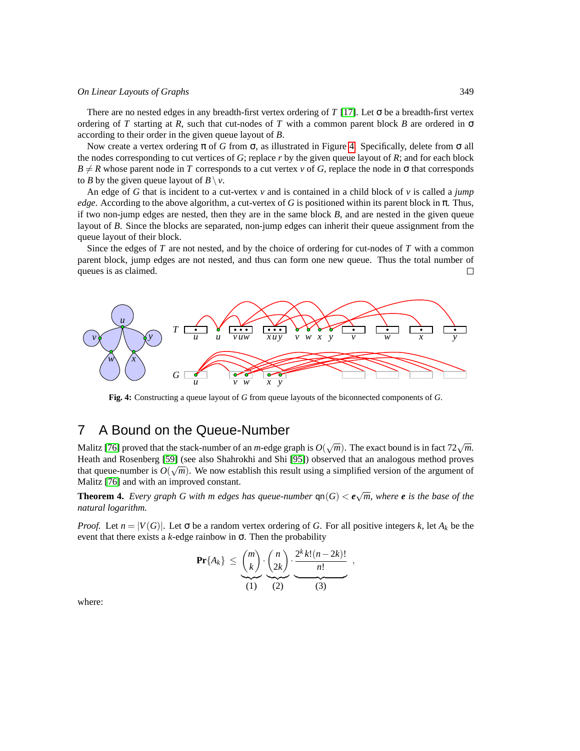There are no nested edges in any breadth-first vertex ordering of $T$ [17]. Let $\sigma$ be a breadth-first vertex ordering of $T$ starting at $R$, such that cut-nodes of $T$ with a common parent block $B$ are ordered in $\sigma$ according to their order in the given queue layout of $B$.

Now create a vertex ordering $\pi$ of $G$ from $\sigma$, as illustrated in Figure 4. Specifically, delete from $\sigma$ all the nodes corresponding to cut vertices of $G$; replace $r$ by the given queue layout of $R$; and for each block $B \neq R$ whose parent node in $T$ corresponds to a cut vertex $v$ of $G$, replace the node in $\sigma$ that corresponds to $B$ by the given queue layout of $B \setminus v$.

An edge of $G$ that is incident to a cut-vertex $v$ and is contained in a child block of $v$ is called a *jump edge*. According to the above algorithm, a cut-vertex of $G$ is positioned within its parent block in $\pi$. Thus, if two non-jump edges are nested, then they are in the same block $B$, and are nested in the given queue layout of $B$. Since the blocks are separated, non-jump edges can inherit their queue assignment from the queue layout of their block.

Since the edges of $T$ are not nested, and by the choice of ordering for cut-nodes of $T$ with a common parent block, jump edges are not nested, and thus can form one new queue. Thus the total number of queues is as claimed. □

**Fig. 4:** Constructing a queue layout of $G$ from queue layouts of the biconnected components of $G$.

## 7 A Bound on the Queue-Number

Malitz [76] proved that the stack-number of an $m$-edge graph is $O(\sqrt{m})$. The exact bound is in fact $72\sqrt{m}$. Heath and Rosenberg [59] (see also Shahrokhi and Shi [95]) observed that an analogous method proves that queue-number is $O(\sqrt{m})$. We now establish this result using a simplified version of the argument of Malitz [76] and with an improved constant.

**Theorem 4.** *Every graph $G$ with $m$ edges has queue-number $\text{qn}(G) < \boldsymbol{e}\sqrt{m}$, where $\boldsymbol{e}$ is the base of the natural logarithm.*

*Proof.* Let $n = |V(G)|$. Let $\sigma$ be a random vertex ordering of $G$. For all positive integers $k$, let $A_k$ be the event that there exists a $k$-edge rainbow in $\sigma$. Then the probability

$$\mathbf{Pr}\{A_k\} \leq \underbrace{\binom{m}{k}}_{(1)} \cdot \underbrace{\binom{n}{2k}}_{(2)} \cdot \underbrace{\frac{2^k k!(n-2k)!}{n!}}_{(3)} ,$$

where: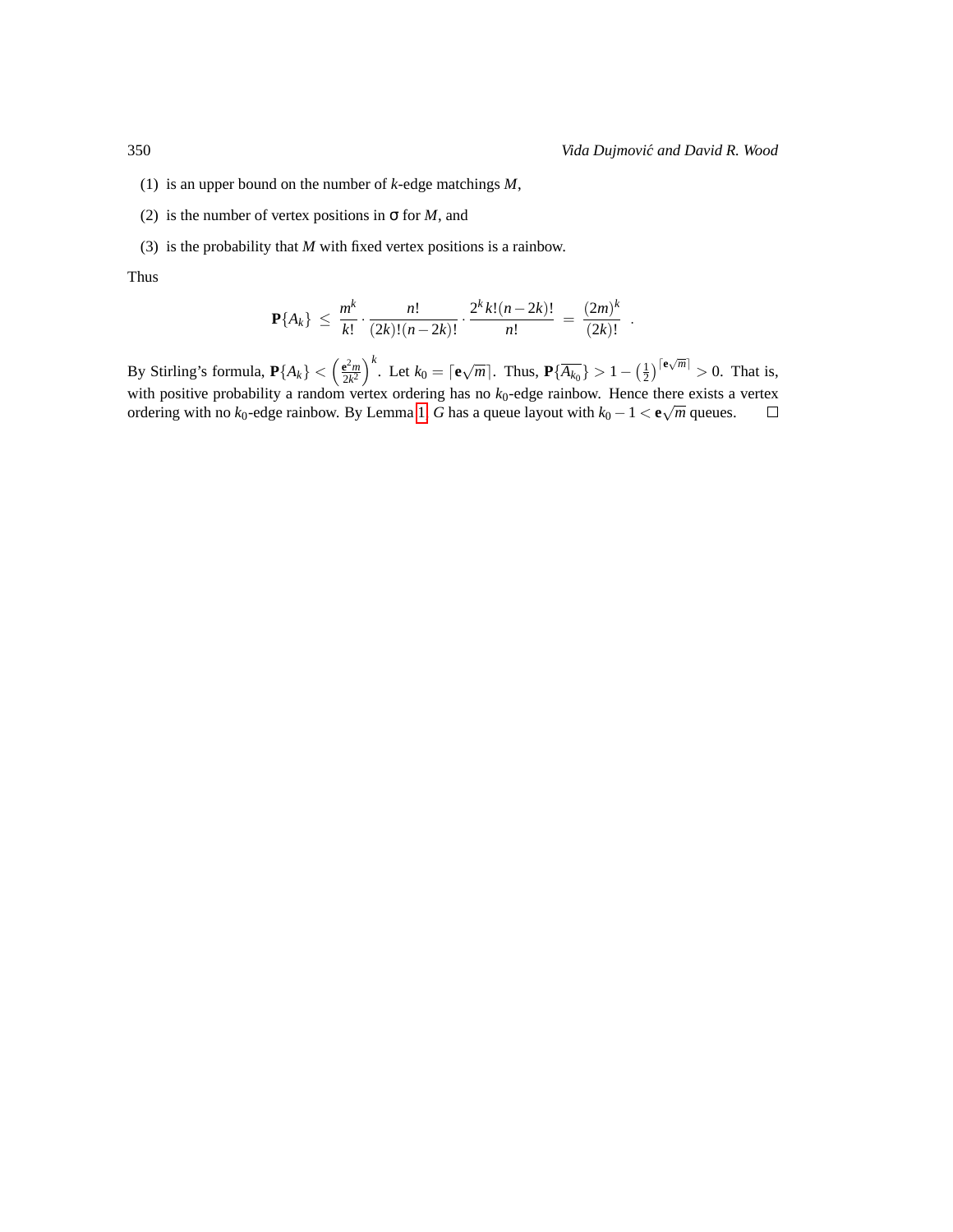(1) is an upper bound on the number of $k$-edge matchings $M$,

(2) is the number of vertex positions in $\sigma$ for $M$, and

(3) is the probability that $M$ with fixed vertex positions is a rainbow.

Thus

$$\mathbf{P}\{A_k\} \leq \frac{m^k}{k!} \cdot \frac{n!}{(2k)!(n-2k)!} \cdot \frac{2^k k!(n-2k)!}{n!} = \frac{(2m)^k}{(2k)!} .$$

By Stirling's formula, $\mathbf{P}\{A_k\} < \left(\frac{\mathbf{e}^2 m}{2k^2}\right)^k$. Let $k_0 = \lceil \mathbf{e}\sqrt{m} \rceil$. Thus, $\mathbf{P}\{\overline{A_{k_0}}\} > 1 - \left(\frac{1}{2}\right)^{\lceil \mathbf{e}\sqrt{m} \rceil} > 0$. That is, with positive probability a random vertex ordering has no $k_0$-edge rainbow. Hence there exists a vertex ordering with no $k_0$-edge rainbow. By Lemma 1, $G$ has a queue layout with $k_0 - 1 < \mathbf{e}\sqrt{m}$ queues. □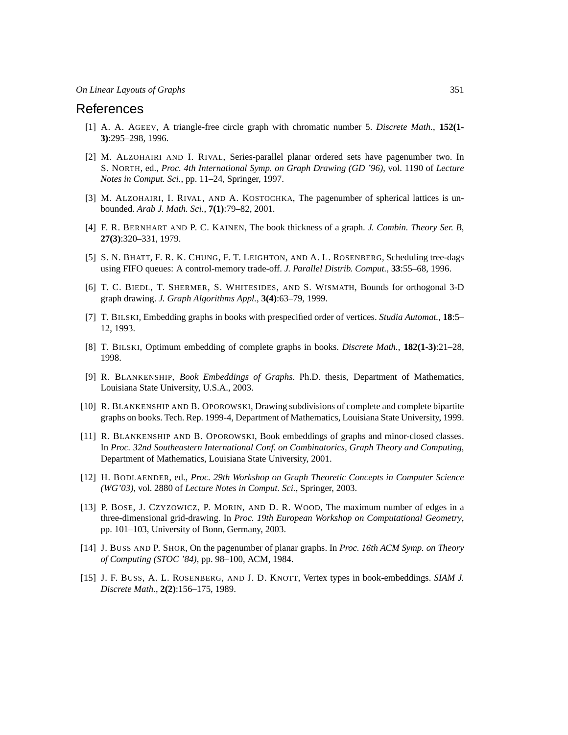# References

[1] A. A. Ageev, A triangle-free circle graph with chromatic number 5. *Discrete Math.*, **152(1-3)**:295–298, 1996.

[2] M. Alzohairi and I. Rival, Series-parallel planar ordered sets have pagenumber two. In S. North, ed., *Proc. 4th International Symp. on Graph Drawing (GD '96)*, vol. 1190 of *Lecture Notes in Comput. Sci.*, pp. 11–24, Springer, 1997.

[3] M. Alzohairi, I. Rival, and A. Kostochka, The pagenumber of spherical lattices is unbounded. *Arab J. Math. Sci.*, **7(1)**:79–82, 2001.

[4] F. R. Bernhart and P. C. Kainen, The book thickness of a graph. *J. Combin. Theory Ser. B*, **27(3)**:320–331, 1979.

[5] S. N. Bhatt, F. R. K. Chung, F. T. Leighton, and A. L. Rosenberg, Scheduling tree-dags using FIFO queues: A control-memory trade-off. *J. Parallel Distrib. Comput.*, **33**:55–68, 1996.

[6] T. C. Biedl, T. Shermer, S. Whitesides, and S. Wismath, Bounds for orthogonal 3-D graph drawing. *J. Graph Algorithms Appl.*, **3(4)**:63–79, 1999.

[7] T. Bilski, Embedding graphs in books with prespecified order of vertices. *Studia Automat.*, **18**:5–12, 1993.

[8] T. Bilski, Optimum embedding of complete graphs in books. *Discrete Math.*, **182(1-3)**:21–28, 1998.

[9] R. Blankenship, *Book Embeddings of Graphs*. Ph.D. thesis, Department of Mathematics, Louisiana State University, U.S.A., 2003.

[10] R. Blankenship and B. Oporowski, Drawing subdivisions of complete and complete bipartite graphs on books. Tech. Rep. 1999-4, Department of Mathematics, Louisiana State University, 1999.

[11] R. Blankenship and B. Oporowski, Book embeddings of graphs and minor-closed classes. In *Proc. 32nd Southeastern International Conf. on Combinatorics, Graph Theory and Computing*, Department of Mathematics, Louisiana State University, 2001.

[12] H. Bodlaender, ed., *Proc. 29th Workshop on Graph Theoretic Concepts in Computer Science (WG'03)*, vol. 2880 of *Lecture Notes in Comput. Sci.*, Springer, 2003.

[13] P. Bose, J. Czyzowicz, P. Morin, and D. R. Wood, The maximum number of edges in a three-dimensional grid-drawing. In *Proc. 19th European Workshop on Computational Geometry*, pp. 101–103, University of Bonn, Germany, 2003.

[14] J. Buss and P. Shor, On the pagenumber of planar graphs. In *Proc. 16th ACM Symp. on Theory of Computing (STOC '84)*, pp. 98–100, ACM, 1984.

[15] J. F. Buss, A. L. Rosenberg, and J. D. Knott, Vertex types in book-embeddings. *SIAM J. Discrete Math.*, **2(2)**:156–175, 1989.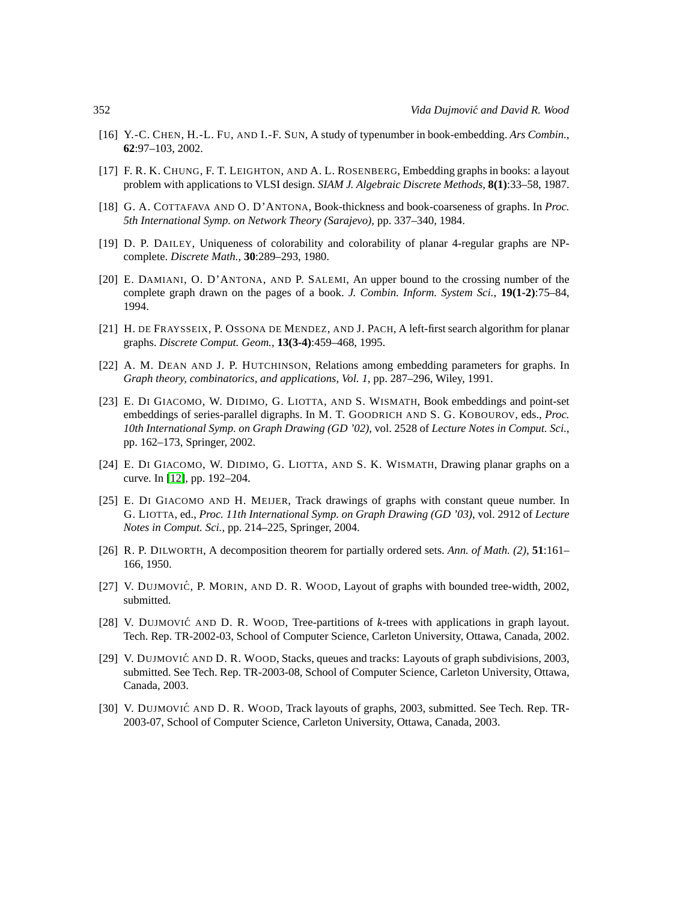[16] Y.-C. CHEN, H.-L. FU, AND I.-F. SUN, A study of typenumber in book-embedding. *Ars Combin.*, **62**:97–103, 2002.

[17] F. R. K. CHUNG, F. T. LEIGHTON, AND A. L. ROSENBERG, Embedding graphs in books: a layout problem with applications to VLSI design. *SIAM J. Algebraic Discrete Methods*, **8(1)**:33–58, 1987.

[18] G. A. COTTAFAVA AND O. D'ANTONA, Book-thickness and book-coarseness of graphs. In *Proc. 5th International Symp. on Network Theory (Sarajevo)*, pp. 337–340, 1984.

[19] D. P. DAILEY, Uniqueness of colorability and colorability of planar 4-regular graphs are NP-complete. *Discrete Math.*, **30**:289–293, 1980.

[20] E. DAMIANI, O. D'ANTONA, AND P. SALEMI, An upper bound to the crossing number of the complete graph drawn on the pages of a book. *J. Combin. Inform. System Sci.*, **19(1-2)**:75–84, 1994.

[21] H. DE FRAYSSEIX, P. OSSONA DE MENDEZ, AND J. PACH, A left-first search algorithm for planar graphs. *Discrete Comput. Geom.*, **13(3-4)**:459–468, 1995.

[22] A. M. DEAN AND J. P. HUTCHINSON, Relations among embedding parameters for graphs. In *Graph theory, combinatorics, and applications, Vol. 1*, pp. 287–296, Wiley, 1991.

[23] E. DI GIACOMO, W. DIDIMO, G. LIOTTA, AND S. WISMATH, Book embeddings and point-set embeddings of series-parallel digraphs. In M. T. GOODRICH AND S. G. KOBOUROV, eds., *Proc. 10th International Symp. on Graph Drawing (GD '02)*, vol. 2528 of *Lecture Notes in Comput. Sci.*, pp. 162–173, Springer, 2002.

[24] E. DI GIACOMO, W. DIDIMO, G. LIOTTA, AND S. K. WISMATH, Drawing planar graphs on a curve. In [12], pp. 192–204.

[25] E. DI GIACOMO AND H. MEIJER, Track drawings of graphs with constant queue number. In G. LIOTTA, ed., *Proc. 11th International Symp. on Graph Drawing (GD '03)*, vol. 2912 of *Lecture Notes in Comput. Sci.*, pp. 214–225, Springer, 2004.

[26] R. P. DILWORTH, A decomposition theorem for partially ordered sets. *Ann. of Math. (2)*, **51**:161–166, 1950.

[27] V. DUJMOVIĆ, P. MORIN, AND D. R. WOOD, Layout of graphs with bounded tree-width, 2002, submitted.

[28] V. DUJMOVIĆ AND D. R. WOOD, Tree-partitions of $k$-trees with applications in graph layout. Tech. Rep. TR-2002-03, School of Computer Science, Carleton University, Ottawa, Canada, 2002.

[29] V. DUJMOVIĆ AND D. R. WOOD, Stacks, queues and tracks: Layouts of graph subdivisions, 2003, submitted. See Tech. Rep. TR-2003-08, School of Computer Science, Carleton University, Ottawa, Canada, 2003.

[30] V. DUJMOVIĆ AND D. R. WOOD, Track layouts of graphs, 2003, submitted. See Tech. Rep. TR-2003-07, School of Computer Science, Carleton University, Ottawa, Canada, 2003.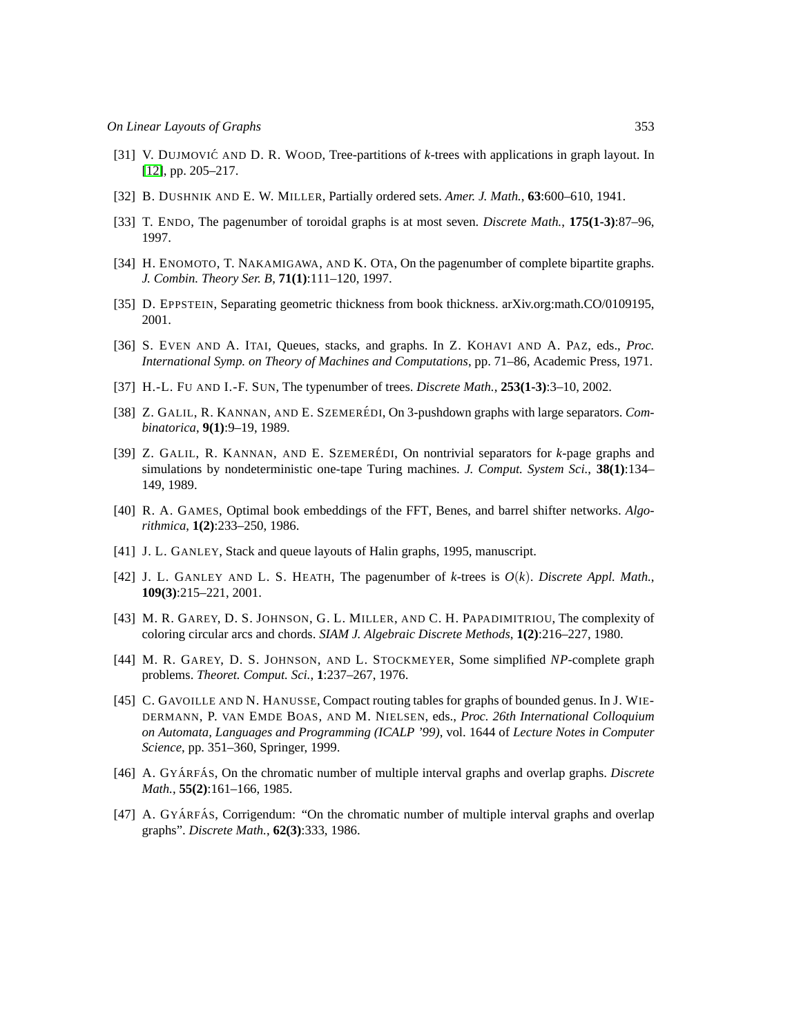[31] V. DUJMOVIĆ AND D. R. WOOD, Tree-partitions of *k*-trees with applications in graph layout. In [12], pp. 205–217.

[32] B. DUSHNIK AND E. W. MILLER, Partially ordered sets. *Amer. J. Math.*, **63**:600–610, 1941.

[33] T. ENDO, The pagenumber of toroidal graphs is at most seven. *Discrete Math.*, **175(1-3)**:87–96, 1997.

[34] H. ENOMOTO, T. NAKAMIGAWA, AND K. OTA, On the pagenumber of complete bipartite graphs. *J. Combin. Theory Ser. B*, **71(1)**:111–120, 1997.

[35] D. EPPSTEIN, Separating geometric thickness from book thickness. arXiv.org:math.CO/0109195, 2001.

[36] S. EVEN AND A. ITAI, Queues, stacks, and graphs. In Z. KOHAVI AND A. PAZ, eds., *Proc. International Symp. on Theory of Machines and Computations*, pp. 71–86, Academic Press, 1971.

[37] H.-L. FU AND I.-F. SUN, The typenumber of trees. *Discrete Math.*, **253(1-3)**:3–10, 2002.

[38] Z. GALIL, R. KANNAN, AND E. SZEMERÉDI, On 3-pushdown graphs with large separators. *Combinatorica*, **9(1)**:9–19, 1989.

[39] Z. GALIL, R. KANNAN, AND E. SZEMERÉDI, On nontrivial separators for *k*-page graphs and simulations by nondeterministic one-tape Turing machines. *J. Comput. System Sci.*, **38(1)**:134–149, 1989.

[40] R. A. GAMES, Optimal book embeddings of the FFT, Benes, and barrel shifter networks. *Algorithmica*, **1(2)**:233–250, 1986.

[41] J. L. GANLEY, Stack and queue layouts of Halin graphs, 1995, manuscript.

[42] J. L. GANLEY AND L. S. HEATH, The pagenumber of *k*-trees is $O(k)$. *Discrete Appl. Math.*, **109(3)**:215–221, 2001.

[43] M. R. GAREY, D. S. JOHNSON, G. L. MILLER, AND C. H. PAPADIMITRIOU, The complexity of coloring circular arcs and chords. *SIAM J. Algebraic Discrete Methods*, **1(2)**:216–227, 1980.

[44] M. R. GAREY, D. S. JOHNSON, AND L. STOCKMEYER, Some simplified *NP*-complete graph problems. *Theoret. Comput. Sci.*, **1**:237–267, 1976.

[45] C. GAVOILLE AND N. HANUSSE, Compact routing tables for graphs of bounded genus. In J. WIEDERMANN, P. VAN EMDE BOAS, AND M. NIELSEN, eds., *Proc. 26th International Colloquium on Automata, Languages and Programming (ICALP '99)*, vol. 1644 of *Lecture Notes in Computer Science*, pp. 351–360, Springer, 1999.

[46] A. GYÁRFÁS, On the chromatic number of multiple interval graphs and overlap graphs. *Discrete Math.*, **55(2)**:161–166, 1985.

[47] A. GYÁRFÁS, Corrigendum: "On the chromatic number of multiple interval graphs and overlap graphs". *Discrete Math.*, **62(3)**:333, 1986.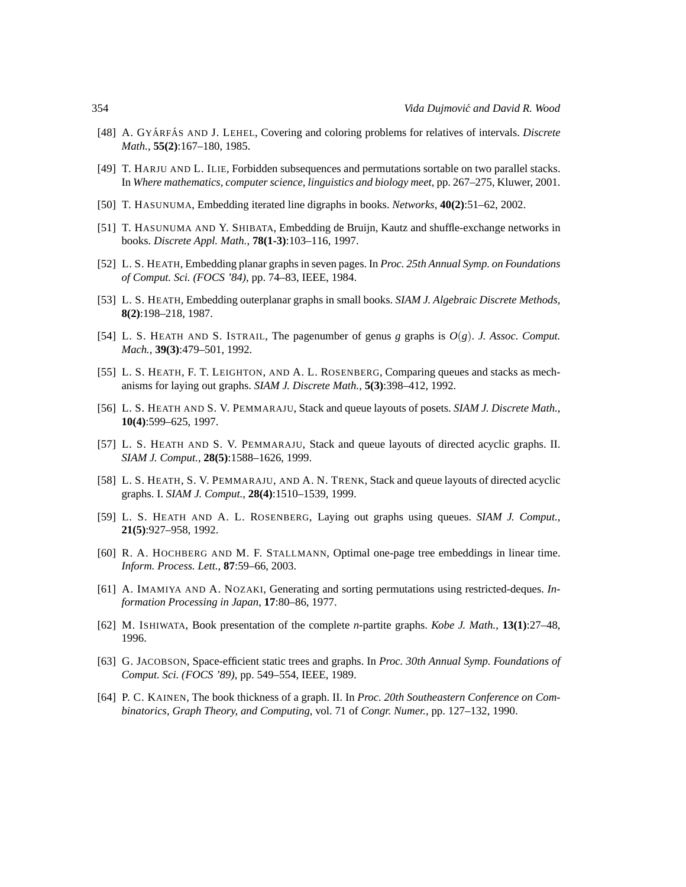[48] A. GYÁRFÁS AND J. LEHEL, Covering and coloring problems for relatives of intervals. *Discrete Math.*, **55(2)**:167–180, 1985.

[49] T. HARJU AND L. ILIE, Forbidden subsequences and permutations sortable on two parallel stacks. In *Where mathematics, computer science, linguistics and biology meet*, pp. 267–275, Kluwer, 2001.

[50] T. HASUNUMA, Embedding iterated line digraphs in books. *Networks*, **40(2)**:51–62, 2002.

[51] T. HASUNUMA AND Y. SHIBATA, Embedding de Bruijn, Kautz and shuffle-exchange networks in books. *Discrete Appl. Math.*, **78(1-3)**:103–116, 1997.

[52] L. S. HEATH, Embedding planar graphs in seven pages. In *Proc. 25th Annual Symp. on Foundations of Comput. Sci. (FOCS '84)*, pp. 74–83, IEEE, 1984.

[53] L. S. HEATH, Embedding outerplanar graphs in small books. *SIAM J. Algebraic Discrete Methods*, **8(2)**:198–218, 1987.

[54] L. S. HEATH AND S. ISTRAIL, The pagenumber of genus $g$ graphs is $O(g)$. *J. Assoc. Comput. Mach.*, **39(3)**:479–501, 1992.

[55] L. S. HEATH, F. T. LEIGHTON, AND A. L. ROSENBERG, Comparing queues and stacks as mechanisms for laying out graphs. *SIAM J. Discrete Math.*, **5(3)**:398–412, 1992.

[56] L. S. HEATH AND S. V. PEMMARAJU, Stack and queue layouts of posets. *SIAM J. Discrete Math.*, **10(4)**:599–625, 1997.

[57] L. S. HEATH AND S. V. PEMMARAJU, Stack and queue layouts of directed acyclic graphs. II. *SIAM J. Comput.*, **28(5)**:1588–1626, 1999.

[58] L. S. HEATH, S. V. PEMMARAJU, AND A. N. TRENK, Stack and queue layouts of directed acyclic graphs. I. *SIAM J. Comput.*, **28(4)**:1510–1539, 1999.

[59] L. S. HEATH AND A. L. ROSENBERG, Laying out graphs using queues. *SIAM J. Comput.*, **21(5)**:927–958, 1992.

[60] R. A. HOCHBERG AND M. F. STALLMANN, Optimal one-page tree embeddings in linear time. *Inform. Process. Lett.*, **87**:59–66, 2003.

[61] A. IMAMIYA AND A. NOZAKI, Generating and sorting permutations using restricted-deques. *Information Processing in Japan*, **17**:80–86, 1977.

[62] M. ISHIWATA, Book presentation of the complete *n*-partite graphs. *Kobe J. Math.*, **13(1)**:27–48, 1996.

[63] G. JACOBSON, Space-efficient static trees and graphs. In *Proc. 30th Annual Symp. Foundations of Comput. Sci. (FOCS '89)*, pp. 549–554, IEEE, 1989.

[64] P. C. KAINEN, The book thickness of a graph. II. In *Proc. 20th Southeastern Conference on Combinatorics, Graph Theory, and Computing*, vol. 71 of *Congr. Numer.*, pp. 127–132, 1990.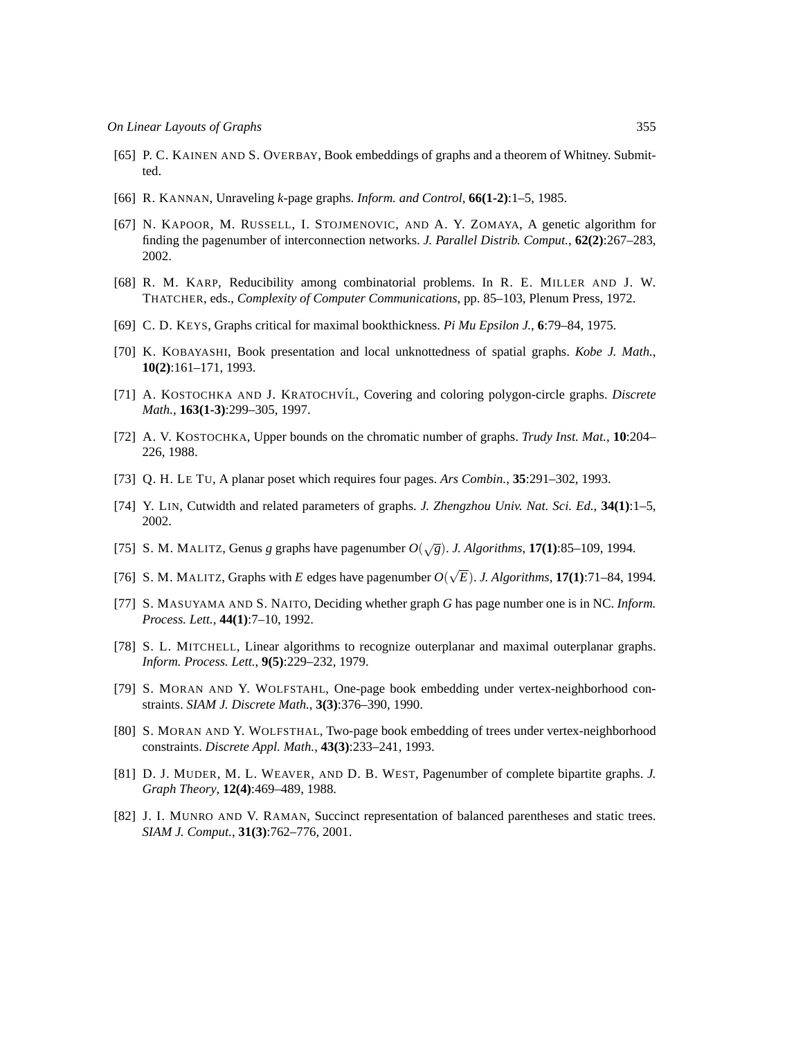[65] P. C. KAINEN AND S. OVERBAY, Book embeddings of graphs and a theorem of Whitney. Submitted.

[66] R. KANNAN, Unraveling *k*-page graphs. *Inform. and Control*, **66(1-2)**:1–5, 1985.

[67] N. KAPOOR, M. RUSSELL, I. STOJMENOVIC, AND A. Y. ZOMAYA, A genetic algorithm for finding the pagenumber of interconnection networks. *J. Parallel Distrib. Comput.*, **62(2)**:267–283, 2002.

[68] R. M. KARP, Reducibility among combinatorial problems. In R. E. MILLER AND J. W. THATCHER, eds., *Complexity of Computer Communications*, pp. 85–103, Plenum Press, 1972.

[69] C. D. KEYS, Graphs critical for maximal bookthickness. *Pi Mu Epsilon J.*, **6**:79–84, 1975.

[70] K. KOBAYASHI, Book presentation and local unknottedness of spatial graphs. *Kobe J. Math.*, **10(2)**:161–171, 1993.

[71] A. KOSTOCHKA AND J. KRATOCHVÍL, Covering and coloring polygon-circle graphs. *Discrete Math.*, **163(1-3)**:299–305, 1997.

[72] A. V. KOSTOCHKA, Upper bounds on the chromatic number of graphs. *Trudy Inst. Mat.*, **10**:204–226, 1988.

[73] Q. H. LE TU, A planar poset which requires four pages. *Ars Combin.*, **35**:291–302, 1993.

[74] Y. LIN, Cutwidth and related parameters of graphs. *J. Zhengzhou Univ. Nat. Sci. Ed.*, **34(1)**:1–5, 2002.

[75] S. M. MALITZ, Genus $g$ graphs have pagenumber $O(\sqrt{g})$. *J. Algorithms*, **17(1)**:85–109, 1994.

[76] S. M. MALITZ, Graphs with $E$ edges have pagenumber $O(\sqrt{E})$. *J. Algorithms*, **17(1)**:71–84, 1994.

[77] S. MASUYAMA AND S. NAITO, Deciding whether graph $G$ has page number one is in NC. *Inform. Process. Lett.*, **44(1)**:7–10, 1992.

[78] S. L. MITCHELL, Linear algorithms to recognize outerplanar and maximal outerplanar graphs. *Inform. Process. Lett.*, **9(5)**:229–232, 1979.

[79] S. MORAN AND Y. WOLFSTAHL, One-page book embedding under vertex-neighborhood constraints. *SIAM J. Discrete Math.*, **3(3)**:376–390, 1990.

[80] S. MORAN AND Y. WOLFSTHAL, Two-page book embedding of trees under vertex-neighborhood constraints. *Discrete Appl. Math.*, **43(3)**:233–241, 1993.

[81] D. J. MUDER, M. L. WEAVER, AND D. B. WEST, Pagenumber of complete bipartite graphs. *J. Graph Theory*, **12(4)**:469–489, 1988.

[82] J. I. MUNRO AND V. RAMAN, Succinct representation of balanced parentheses and static trees. *SIAM J. Comput.*, **31(3)**:762–776, 2001.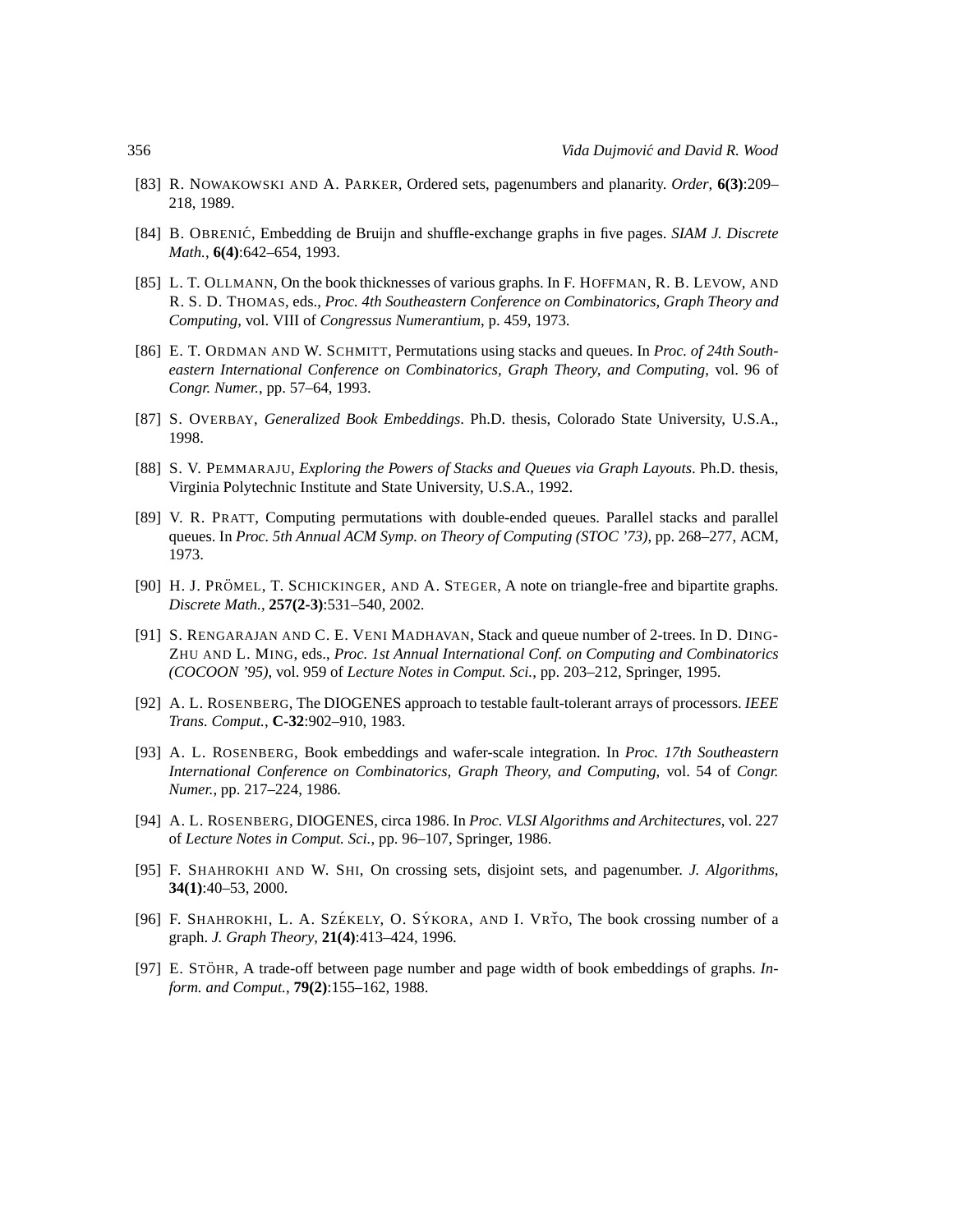[83] R. NOWAKOWSKI AND A. PARKER, Ordered sets, pagenumbers and planarity. *Order*, **6(3)**:209–218, 1989.

[84] B. OBRENIĆ, Embedding de Bruijn and shuffle-exchange graphs in five pages. *SIAM J. Discrete Math.*, **6(4)**:642–654, 1993.

[85] L. T. OLLMANN, On the book thicknesses of various graphs. In F. HOFFMAN, R. B. LEVOW, AND R. S. D. THOMAS, eds., *Proc. 4th Southeastern Conference on Combinatorics, Graph Theory and Computing*, vol. VIII of *Congressus Numerantium*, p. 459, 1973.

[86] E. T. ORDMAN AND W. SCHMITT, Permutations using stacks and queues. In *Proc. of 24th Southeastern International Conference on Combinatorics, Graph Theory, and Computing*, vol. 96 of *Congr. Numer.*, pp. 57–64, 1993.

[87] S. OVERBAY, *Generalized Book Embeddings*. Ph.D. thesis, Colorado State University, U.S.A., 1998.

[88] S. V. PEMMARAJU, *Exploring the Powers of Stacks and Queues via Graph Layouts*. Ph.D. thesis, Virginia Polytechnic Institute and State University, U.S.A., 1992.

[89] V. R. PRATT, Computing permutations with double-ended queues. Parallel stacks and parallel queues. In *Proc. 5th Annual ACM Symp. on Theory of Computing (STOC '73)*, pp. 268–277, ACM, 1973.

[90] H. J. PRÖMEL, T. SCHICKINGER, AND A. STEGER, A note on triangle-free and bipartite graphs. *Discrete Math.*, **257(2-3)**:531–540, 2002.

[91] S. RENGARAJAN AND C. E. VENI MADHAVAN, Stack and queue number of 2-trees. In D. DING-ZHU AND L. MING, eds., *Proc. 1st Annual International Conf. on Computing and Combinatorics (COCOON '95)*, vol. 959 of *Lecture Notes in Comput. Sci.*, pp. 203–212, Springer, 1995.

[92] A. L. ROSENBERG, The DIOGENES approach to testable fault-tolerant arrays of processors. *IEEE Trans. Comput.*, **C-32**:902–910, 1983.

[93] A. L. ROSENBERG, Book embeddings and wafer-scale integration. In *Proc. 17th Southeastern International Conference on Combinatorics, Graph Theory, and Computing*, vol. 54 of *Congr. Numer.*, pp. 217–224, 1986.

[94] A. L. ROSENBERG, DIOGENES, circa 1986. In *Proc. VLSI Algorithms and Architectures*, vol. 227 of *Lecture Notes in Comput. Sci.*, pp. 96–107, Springer, 1986.

[95] F. SHAHROKHI AND W. SHI, On crossing sets, disjoint sets, and pagenumber. *J. Algorithms*, **34(1)**:40–53, 2000.

[96] F. SHAHROKHI, L. A. SZÉKELY, O. SÝKORA, AND I. VRŤO, The book crossing number of a graph. *J. Graph Theory*, **21(4)**:413–424, 1996.

[97] E. STÖHR, A trade-off between page number and page width of book embeddings of graphs. *Inform. and Comput.*, **79(2)**:155–162, 1988.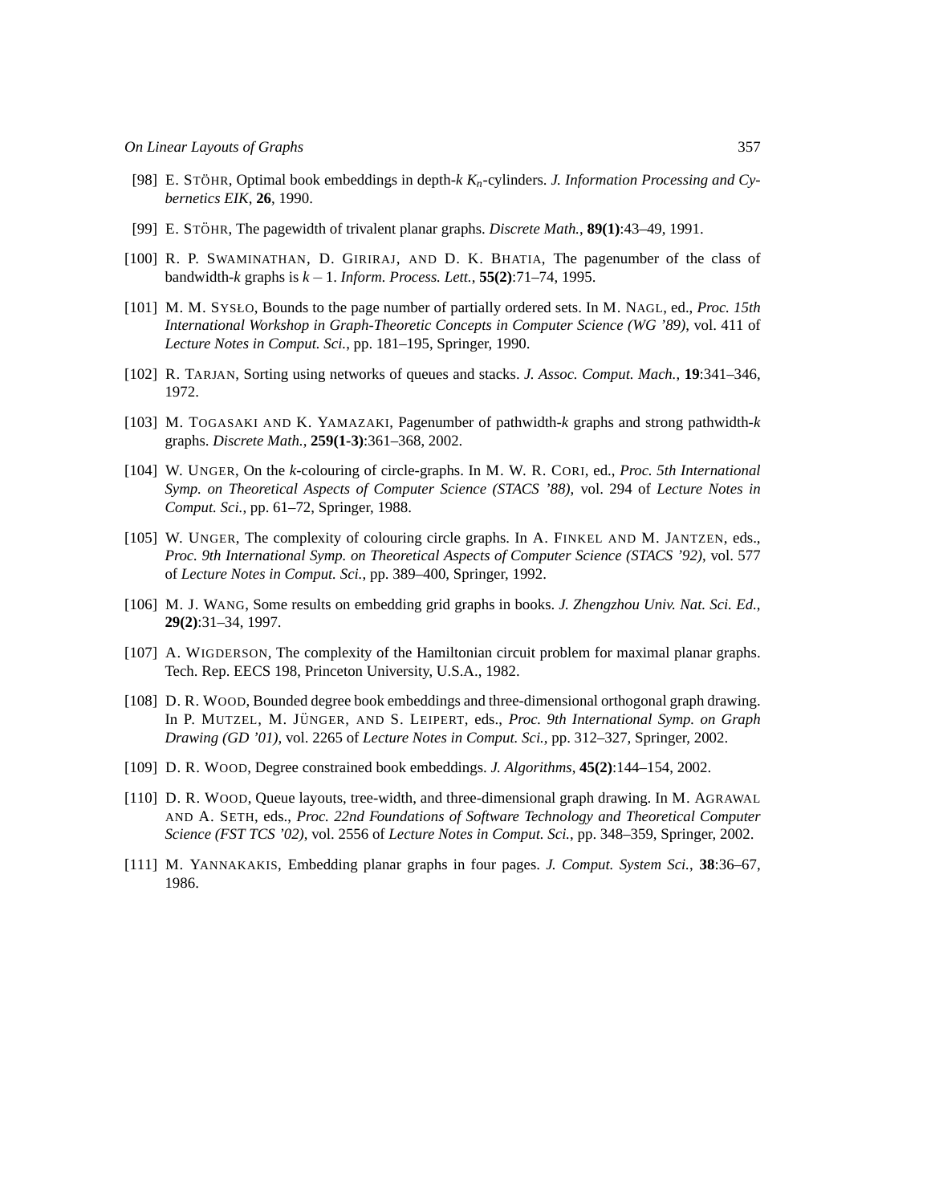[98] E. Stöhr, Optimal book embeddings in depth-$k$ $K_n$-cylinders. *J. Information Processing and Cybernetics EIK*, **26**, 1990.

[99] E. Stöhr, The pagewidth of trivalent planar graphs. *Discrete Math.*, **89(1)**:43–49, 1991.

[100] R. P. Swaminathan, D. Giriraj, and D. K. Bhatia, The pagenumber of the class of bandwidth-$k$ graphs is $k-1$. *Inform. Process. Lett.*, **55(2)**:71–74, 1995.

[101] M. M. Sysło, Bounds to the page number of partially ordered sets. In M. Nagl, ed., *Proc. 15th International Workshop in Graph-Theoretic Concepts in Computer Science (WG '89)*, vol. 411 of *Lecture Notes in Comput. Sci.*, pp. 181–195, Springer, 1990.

[102] R. Tarjan, Sorting using networks of queues and stacks. *J. Assoc. Comput. Mach.*, **19**:341–346, 1972.

[103] M. Togasaki and K. Yamazaki, Pagenumber of pathwidth-$k$ graphs and strong pathwidth-$k$ graphs. *Discrete Math.*, **259(1-3)**:361–368, 2002.

[104] W. Unger, On the $k$-colouring of circle-graphs. In M. W. R. Cori, ed., *Proc. 5th International Symp. on Theoretical Aspects of Computer Science (STACS '88)*, vol. 294 of *Lecture Notes in Comput. Sci.*, pp. 61–72, Springer, 1988.

[105] W. Unger, The complexity of colouring circle graphs. In A. Finkel and M. Jantzen, eds., *Proc. 9th International Symp. on Theoretical Aspects of Computer Science (STACS '92)*, vol. 577 of *Lecture Notes in Comput. Sci.*, pp. 389–400, Springer, 1992.

[106] M. J. Wang, Some results on embedding grid graphs in books. *J. Zhengzhou Univ. Nat. Sci. Ed.*, **29(2)**:31–34, 1997.

[107] A. Wigderson, The complexity of the Hamiltonian circuit problem for maximal planar graphs. Tech. Rep. EECS 198, Princeton University, U.S.A., 1982.

[108] D. R. Wood, Bounded degree book embeddings and three-dimensional orthogonal graph drawing. In P. Mutzel, M. Jünger, and S. Leipert, eds., *Proc. 9th International Symp. on Graph Drawing (GD '01)*, vol. 2265 of *Lecture Notes in Comput. Sci.*, pp. 312–327, Springer, 2002.

[109] D. R. Wood, Degree constrained book embeddings. *J. Algorithms*, **45(2)**:144–154, 2002.

[110] D. R. Wood, Queue layouts, tree-width, and three-dimensional graph drawing. In M. Agrawal and A. Seth, eds., *Proc. 22nd Foundations of Software Technology and Theoretical Computer Science (FST TCS '02)*, vol. 2556 of *Lecture Notes in Comput. Sci.*, pp. 348–359, Springer, 2002.

[111] M. Yannakakis, Embedding planar graphs in four pages. *J. Comput. System Sci.*, **38**:36–67, 1986.